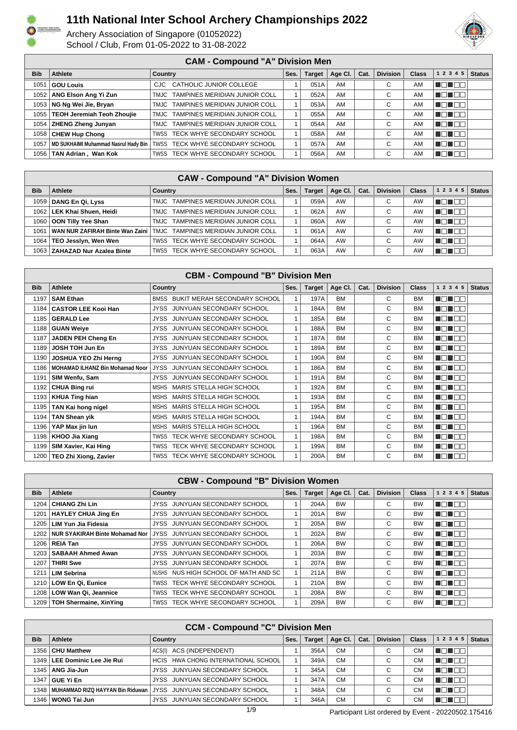# 11th National Inter School Archery Championships 2022

Archery Association of Singapore (01052022)
School / Club, From 01-05-2022 to 31-08-2022

## CAM - Compound "A" Division Men

| Bib | Athlete | Country | Ses. | Target | Age Cl. | Cat. | Division | Class | 1 2 3 4 5 | Status |
|---|---|---|---|---|---|---|---|---|---|---|
| 1051 | GOU Louis | CJC CATHOLIC JUNIOR COLLEGE | 1 | 051A | AM | | C | AM | | |
| 1052 | ANG Elson Ang Yi Zun | TMJC TAMPINES MERIDIAN JUNIOR COLL | 1 | 052A | AM | | C | AM | | |
| 1053 | NG Ng Wei Jie, Bryan | TMJC TAMPINES MERIDIAN JUNIOR COLL | 1 | 053A | AM | | C | AM | | |
| 1055 | TEOH Jeremiah Teoh Zhoujie | TMJC TAMPINES MERIDIAN JUNIOR COLL | 1 | 055A | AM | | C | AM | | |
| 1054 | ZHENG Zheng Junyan | TMJC TAMPINES MERIDIAN JUNIOR COLL | 1 | 054A | AM | | C | AM | | |
| 1058 | CHEW Hup Chong | TWSS TECK WHYE SECONDARY SCHOOL | 1 | 058A | AM | | C | AM | | |
| 1057 | MD SUKHAIMI Muhammad Nasrul Hady Bin | TWSS TECK WHYE SECONDARY SCHOOL | 1 | 057A | AM | | C | AM | | |
| 1056 | TAN Adrian , Wan Kok | TWSS TECK WHYE SECONDARY SCHOOL | 1 | 056A | AM | | C | AM | | |

## CAW - Compound "A" Division Women

| Bib | Athlete | Country | Ses. | Target | Age Cl. | Cat. | Division | Class | 1 2 3 4 5 | Status |
|---|---|---|---|---|---|---|---|---|---|---|
| 1059 | DANG En Qi, Lyss | TMJC TAMPINES MERIDIAN JUNIOR COLL | 1 | 059A | AW | | C | AW | | |
| 1062 | LEK Khai Shuen, Heidi | TMJC TAMPINES MERIDIAN JUNIOR COLL | 1 | 062A | AW | | C | AW | | |
| 1060 | OON Tilly Yee Shan | TMJC TAMPINES MERIDIAN JUNIOR COLL | 1 | 060A | AW | | C | AW | | |
| 1061 | WAN NUR ZAFIRAH Binte Wan Zaini | TMJC TAMPINES MERIDIAN JUNIOR COLL | 1 | 061A | AW | | C | AW | | |
| 1064 | TEO Jesslyn, Wen Wen | TWSS TECK WHYE SECONDARY SCHOOL | 1 | 064A | AW | | C | AW | | |
| 1063 | ZAHAZAD Nur Azalea Binte | TWSS TECK WHYE SECONDARY SCHOOL | 1 | 063A | AW | | C | AW | | |

## CBM - Compound "B" Division Men

| Bib | Athlete | Country | Ses. | Target | Age Cl. | Cat. | Division | Class | 1 2 3 4 5 | Status |
|---|---|---|---|---|---|---|---|---|---|---|
| 1197 | SAM Ethan | BMSS BUKIT MERAH SECONDARY SCHOOL | 1 | 197A | BM | | C | BM | | |
| 1184 | CASTOR LEE Kooi Han | JYSS JUNYUAN SECONDARY SCHOOL | 1 | 184A | BM | | C | BM | | |
| 1185 | GERALD Lee | JYSS JUNYUAN SECONDARY SCHOOL | 1 | 185A | BM | | C | BM | | |
| 1188 | GUAN Weiye | JYSS JUNYUAN SECONDARY SCHOOL | 1 | 188A | BM | | C | BM | | |
| 1187 | JADEN PEH Cheng En | JYSS JUNYUAN SECONDARY SCHOOL | 1 | 187A | BM | | C | BM | | |
| 1189 | JOSH TOH Jun En | JYSS JUNYUAN SECONDARY SCHOOL | 1 | 189A | BM | | C | BM | | |
| 1190 | JOSHUA YEO Zhi Herng | JYSS JUNYUAN SECONDARY SCHOOL | 1 | 190A | BM | | C | BM | | |
| 1186 | MOHAMAD ILHANZ Bin Mohamad Noor | JYSS JUNYUAN SECONDARY SCHOOL | 1 | 186A | BM | | C | BM | | |
| 1191 | SIM Wenfu, Sam | JYSS JUNYUAN SECONDARY SCHOOL | 1 | 191A | BM | | C | BM | | |
| 1192 | CHUA Bing rui | MSHS MARIS STELLA HIGH SCHOOL | 1 | 192A | BM | | C | BM | | |
| 1193 | KHUA Ting hian | MSHS MARIS STELLA HIGH SCHOOL | 1 | 193A | BM | | C | BM | | |
| 1195 | TAN Kai hong nigel | MSHS MARIS STELLA HIGH SCHOOL | 1 | 195A | BM | | C | BM | | |
| 1194 | TAN Shean yik | MSHS MARIS STELLA HIGH SCHOOL | 1 | 194A | BM | | C | BM | | |
| 1196 | YAP Max jin lun | MSHS MARIS STELLA HIGH SCHOOL | 1 | 196A | BM | | C | BM | | |
| 1198 | KHOO Jia Xiang | TWSS TECK WHYE SECONDARY SCHOOL | 1 | 198A | BM | | C | BM | | |
| 1199 | SIM Xavier, Kai Hing | TWSS TECK WHYE SECONDARY SCHOOL | 1 | 199A | BM | | C | BM | | |
| 1200 | TEO Zhi Xiong, Zavier | TWSS TECK WHYE SECONDARY SCHOOL | 1 | 200A | BM | | C | BM | | |

## CBW - Compound "B" Division Women

| Bib | Athlete | Country | Ses. | Target | Age Cl. | Cat. | Division | Class | 1 2 3 4 5 | Status |
|---|---|---|---|---|---|---|---|---|---|---|
| 1204 | CHIANG Zhi Lin | JYSS JUNYUAN SECONDARY SCHOOL | 1 | 204A | BW | | C | BW | | |
| 1201 | HAYLEY CHUA Jing En | JYSS JUNYUAN SECONDARY SCHOOL | 1 | 201A | BW | | C | BW | | |
| 1205 | LIM Yun Jia Fidesia | JYSS JUNYUAN SECONDARY SCHOOL | 1 | 205A | BW | | C | BW | | |
| 1202 | NUR SYAKIRAH Binte Mohamad Nor | JYSS JUNYUAN SECONDARY SCHOOL | 1 | 202A | BW | | C | BW | | |
| 1206 | REIA Tan | JYSS JUNYUAN SECONDARY SCHOOL | 1 | 206A | BW | | C | BW | | |
| 1203 | SABAAH Ahmed Awan | JYSS JUNYUAN SECONDARY SCHOOL | 1 | 203A | BW | | C | BW | | |
| 1207 | THIRI Swe | JYSS JUNYUAN SECONDARY SCHOOL | 1 | 207A | BW | | C | BW | | |
| 1211 | LIM Sebrina | NUSHS NUS HIGH SCHOOL OF MATH AND SC | 1 | 211A | BW | | C | BW | | |
| 1210 | LOW En Qi, Eunice | TWSS TECK WHYE SECONDARY SCHOOL | 1 | 210A | BW | | C | BW | | |
| 1208 | LOW Wan Qi, Jeannice | TWSS TECK WHYE SECONDARY SCHOOL | 1 | 208A | BW | | C | BW | | |
| 1209 | TOH Shermaine, XinYing | TWSS TECK WHYE SECONDARY SCHOOL | 1 | 209A | BW | | C | BW | | |

## CCM - Compound "C" Division Men

| Bib | Athlete | Country | Ses. | Target | Age Cl. | Cat. | Division | Class | 1 2 3 4 5 | Status |
|---|---|---|---|---|---|---|---|---|---|---|
| 1356 | CHU Matthew | ACS(I) ACS (INDEPENDENT) | 1 | 356A | CM | | C | CM | | |
| 1349 | LEE Dominic Lee Jie Rui | HCIS HWA CHONG INTERNATIONAL SCHOOL | 1 | 349A | CM | | C | CM | | |
| 1345 | ANG Jia-Jun | JYSS JUNYUAN SECONDARY SCHOOL | 1 | 345A | CM | | C | CM | | |
| 1347 | GUE Yi En | JYSS JUNYUAN SECONDARY SCHOOL | 1 | 347A | CM | | C | CM | | |
| 1348 | MUHAMMAD RIZQ HAYYAN Bin Riduwan | JYSS JUNYUAN SECONDARY SCHOOL | 1 | 348A | CM | | C | CM | | |
| 1346 | WONG Tai Jun | JYSS JUNYUAN SECONDARY SCHOOL | 1 | 346A | CM | | C | CM | | |

Participant List ordered by Event - 20220502.175416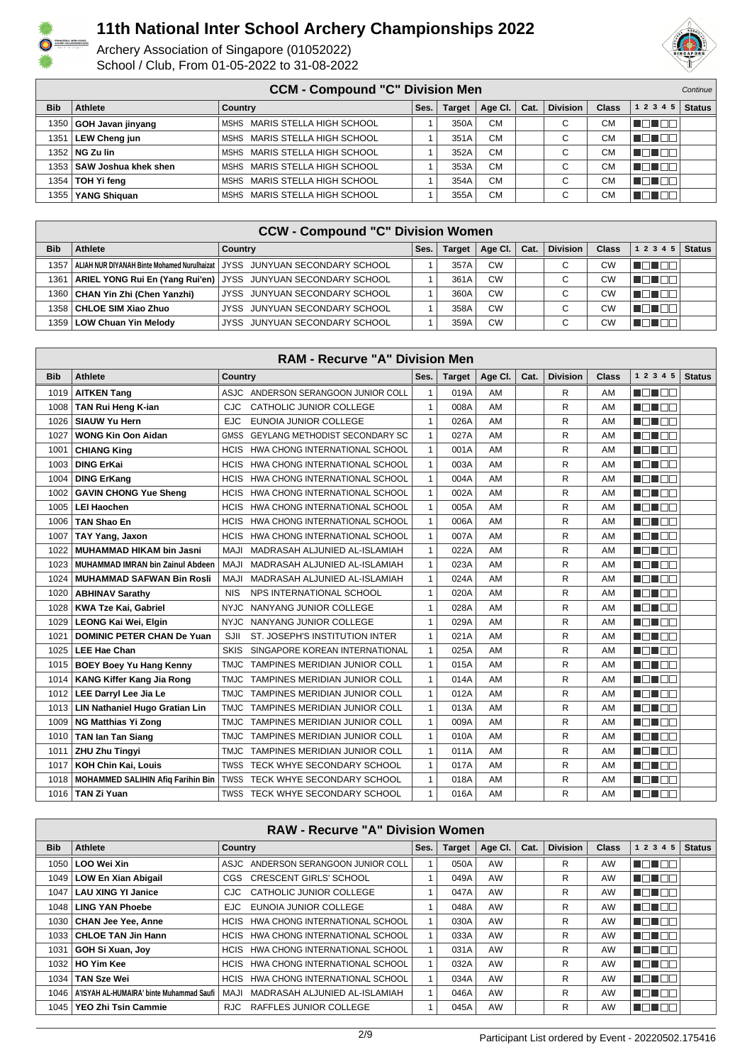# 11th National Inter School Archery Championships 2022

Archery Association of Singapore (01052022)
School / Club, From 01-05-2022 to 31-08-2022

## CCM - Compound "C" Division Men

*Continue*

| Bib | Athlete | Country | Ses. | Target | Age Cl. | Cat. | Division | Class | 1 2 3 4 5 | Status |
|---|---|---|---|---|---|---|---|---|---|---|
| 1350 | **GOH Javan jinyang** | MSHS MARIS STELLA HIGH SCHOOL | 1 | 350A | CM | | C | CM | | |
| 1351 | **LEW Cheng jun** | MSHS MARIS STELLA HIGH SCHOOL | 1 | 351A | CM | | C | CM | | |
| 1352 | **NG Zu lin** | MSHS MARIS STELLA HIGH SCHOOL | 1 | 352A | CM | | C | CM | | |
| 1353 | **SAW Joshua khek shen** | MSHS MARIS STELLA HIGH SCHOOL | 1 | 353A | CM | | C | CM | | |
| 1354 | **TOH Yi feng** | MSHS MARIS STELLA HIGH SCHOOL | 1 | 354A | CM | | C | CM | | |
| 1355 | **YANG Shiquan** | MSHS MARIS STELLA HIGH SCHOOL | 1 | 355A | CM | | C | CM | | |

## CCW - Compound "C" Division Women

| Bib | Athlete | Country | Ses. | Target | Age Cl. | Cat. | Division | Class | 1 2 3 4 5 | Status |
|---|---|---|---|---|---|---|---|---|---|---|
| 1357 | **ALIAH NUR DIYANAH Binte Mohamed Nurulhaizat** | JYSS JUNYUAN SECONDARY SCHOOL | 1 | 357A | CW | | C | CW | | |
| 1361 | **ARIEL YONG Rui En (Yang Rui'en)** | JYSS JUNYUAN SECONDARY SCHOOL | 1 | 361A | CW | | C | CW | | |
| 1360 | **CHAN Yin Zhi (Chen Yanzhi)** | JYSS JUNYUAN SECONDARY SCHOOL | 1 | 360A | CW | | C | CW | | |
| 1358 | **CHLOE SIM Xiao Zhuo** | JYSS JUNYUAN SECONDARY SCHOOL | 1 | 358A | CW | | C | CW | | |
| 1359 | **LOW Chuan Yin Melody** | JYSS JUNYUAN SECONDARY SCHOOL | 1 | 359A | CW | | C | CW | | |

## RAM - Recurve "A" Division Men

| Bib | Athlete | Country | Ses. | Target | Age Cl. | Cat. | Division | Class | 1 2 3 4 5 | Status |
|---|---|---|---|---|---|---|---|---|---|---|
| 1019 | **AITKEN Tang** | ASJC ANDERSON SERANGOON JUNIOR COLL | 1 | 019A | AM | | R | AM | | |
| 1008 | **TAN Rui Heng K-ian** | CJC CATHOLIC JUNIOR COLLEGE | 1 | 008A | AM | | R | AM | | |
| 1026 | **SIAUW Yu Hern** | EJC EUNOIA JUNIOR COLLEGE | 1 | 026A | AM | | R | AM | | |
| 1027 | **WONG Kin Oon Aidan** | GMSS GEYLANG METHODIST SECONDARY SC | 1 | 027A | AM | | R | AM | | |
| 1001 | **CHIANG King** | HCIS HWA CHONG INTERNATIONAL SCHOOL | 1 | 001A | AM | | R | AM | | |
| 1003 | **DING ErKai** | HCIS HWA CHONG INTERNATIONAL SCHOOL | 1 | 003A | AM | | R | AM | | |
| 1004 | **DING ErKang** | HCIS HWA CHONG INTERNATIONAL SCHOOL | 1 | 004A | AM | | R | AM | | |
| 1002 | **GAVIN CHONG Yue Sheng** | HCIS HWA CHONG INTERNATIONAL SCHOOL | 1 | 002A | AM | | R | AM | | |
| 1005 | **LEI Haochen** | HCIS HWA CHONG INTERNATIONAL SCHOOL | 1 | 005A | AM | | R | AM | | |
| 1006 | **TAN Shao En** | HCIS HWA CHONG INTERNATIONAL SCHOOL | 1 | 006A | AM | | R | AM | | |
| 1007 | **TAY Yang, Jaxon** | HCIS HWA CHONG INTERNATIONAL SCHOOL | 1 | 007A | AM | | R | AM | | |
| 1022 | **MUHAMMAD HIKAM bin Jasni** | MAJI MADRASAH ALJUNIED AL-ISLAMIAH | 1 | 022A | AM | | R | AM | | |
| 1023 | **MUHAMMAD IMRAN bin Zainul Abdeen** | MAJI MADRASAH ALJUNIED AL-ISLAMIAH | 1 | 023A | AM | | R | AM | | |
| 1024 | **MUHAMMAD SAFWAN Bin Rosli** | MAJI MADRASAH ALJUNIED AL-ISLAMIAH | 1 | 024A | AM | | R | AM | | |
| 1020 | **ABHINAV Sarathy** | NIS NPS INTERNATIONAL SCHOOL | 1 | 020A | AM | | R | AM | | |
| 1028 | **KWA Tze Kai, Gabriel** | NYJC NANYANG JUNIOR COLLEGE | 1 | 028A | AM | | R | AM | | |
| 1029 | **LEONG Kai Wei, Elgin** | NYJC NANYANG JUNIOR COLLEGE | 1 | 029A | AM | | R | AM | | |
| 1021 | **DOMINIC PETER CHAN De Yuan** | SJII ST. JOSEPH'S INSTITUTION INTER | 1 | 021A | AM | | R | AM | | |
| 1025 | **LEE Hae Chan** | SKIS SINGAPORE KOREAN INTERNATIONAL | 1 | 025A | AM | | R | AM | | |
| 1015 | **BOEY Boey Yu Hang Kenny** | TMJC TAMPINES MERIDIAN JUNIOR COLL | 1 | 015A | AM | | R | AM | | |
| 1014 | **KANG Kiffer Kang Jia Rong** | TMJC TAMPINES MERIDIAN JUNIOR COLL | 1 | 014A | AM | | R | AM | | |
| 1012 | **LEE Darryl Lee Jia Le** | TMJC TAMPINES MERIDIAN JUNIOR COLL | 1 | 012A | AM | | R | AM | | |
| 1013 | **LIN Nathaniel Hugo Gratian Lin** | TMJC TAMPINES MERIDIAN JUNIOR COLL | 1 | 013A | AM | | R | AM | | |
| 1009 | **NG Matthias Yi Zong** | TMJC TAMPINES MERIDIAN JUNIOR COLL | 1 | 009A | AM | | R | AM | | |
| 1010 | **TAN Ian Tan Siang** | TMJC TAMPINES MERIDIAN JUNIOR COLL | 1 | 010A | AM | | R | AM | | |
| 1011 | **ZHU Zhu Tingyi** | TMJC TAMPINES MERIDIAN JUNIOR COLL | 1 | 011A | AM | | R | AM | | |
| 1017 | **KOH Chin Kai, Louis** | TWSS TECK WHYE SECONDARY SCHOOL | 1 | 017A | AM | | R | AM | | |
| 1018 | **MOHAMMED SALIHIN Afiq Farihin Bin** | TWSS TECK WHYE SECONDARY SCHOOL | 1 | 018A | AM | | R | AM | | |
| 1016 | **TAN Zi Yuan** | TWSS TECK WHYE SECONDARY SCHOOL | 1 | 016A | AM | | R | AM | | |

## RAW - Recurve "A" Division Women

| Bib | Athlete | Country | Ses. | Target | Age Cl. | Cat. | Division | Class | 1 2 3 4 5 | Status |
|---|---|---|---|---|---|---|---|---|---|---|
| 1050 | **LOO Wei Xin** | ASJC ANDERSON SERANGOON JUNIOR COLL | 1 | 050A | AW | | R | AW | | |
| 1049 | **LOW En Xian Abigail** | CGS CRESCENT GIRLS' SCHOOL | 1 | 049A | AW | | R | AW | | |
| 1047 | **LAU XING YI Janice** | CJC CATHOLIC JUNIOR COLLEGE | 1 | 047A | AW | | R | AW | | |
| 1048 | **LING YAN Phoebe** | EJC EUNOIA JUNIOR COLLEGE | 1 | 048A | AW | | R | AW | | |
| 1030 | **CHAN Jee Yee, Anne** | HCIS HWA CHONG INTERNATIONAL SCHOOL | 1 | 030A | AW | | R | AW | | |
| 1033 | **CHLOE TAN Jin Hann** | HCIS HWA CHONG INTERNATIONAL SCHOOL | 1 | 033A | AW | | R | AW | | |
| 1031 | **GOH Si Xuan, Joy** | HCIS HWA CHONG INTERNATIONAL SCHOOL | 1 | 031A | AW | | R | AW | | |
| 1032 | **HO Yim Kee** | HCIS HWA CHONG INTERNATIONAL SCHOOL | 1 | 032A | AW | | R | AW | | |
| 1034 | **TAN Sze Wei** | HCIS HWA CHONG INTERNATIONAL SCHOOL | 1 | 034A | AW | | R | AW | | |
| 1046 | **A'ISYAH AL-HUMAIRA' binte Muhammad Saufi** | MAJI MADRASAH ALJUNIED AL-ISLAMIAH | 1 | 046A | AW | | R | AW | | |
| 1045 | **YEO Zhi Tsin Cammie** | RJC RAFFLES JUNIOR COLLEGE | 1 | 045A | AW | | R | AW | | |

Participant List ordered by Event - 20220502.175416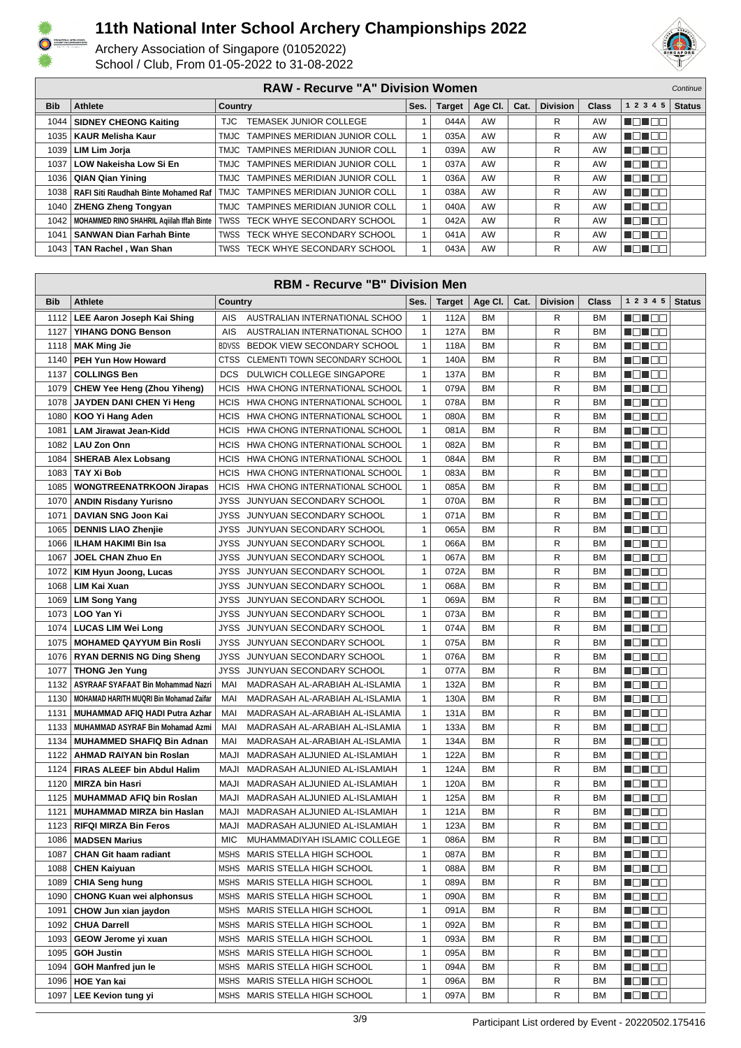# 11th National Inter School Archery Championships 2022

Archery Association of Singapore (01052022)
School / Club, From 01-05-2022 to 31-08-2022

## RAW - Recurve "A" Division Women

*Continue*

| Bib | Athlete | Country | | Ses. | Target | Age Cl. | Cat. | Division | Class | 1 2 3 4 5 | Status |
|---|---|---|---|---|---|---|---|---|---|---|---|
| 1044 | **SIDNEY CHEONG Kaiting** | TJC | TEMASEK JUNIOR COLLEGE | 1 | 044A | AW | | R | AW | | |
| 1035 | **KAUR Melisha Kaur** | TMJC | TAMPINES MERIDIAN JUNIOR COLL | 1 | 035A | AW | | R | AW | | |
| 1039 | **LIM Lim Jorja** | TMJC | TAMPINES MERIDIAN JUNIOR COLL | 1 | 039A | AW | | R | AW | | |
| 1037 | **LOW Nakeisha Low Si En** | TMJC | TAMPINES MERIDIAN JUNIOR COLL | 1 | 037A | AW | | R | AW | | |
| 1036 | **QIAN Qian Yining** | TMJC | TAMPINES MERIDIAN JUNIOR COLL | 1 | 036A | AW | | R | AW | | |
| 1038 | **RAFI Siti Raudhah Binte Mohamed Raf** | TMJC | TAMPINES MERIDIAN JUNIOR COLL | 1 | 038A | AW | | R | AW | | |
| 1040 | **ZHENG Zheng Tongyan** | TMJC | TAMPINES MERIDIAN JUNIOR COLL | 1 | 040A | AW | | R | AW | | |
| 1042 | **MOHAMMED RINO SHAHRIL Aqilah Iffah Binte** | TWSS | TECK WHYE SECONDARY SCHOOL | 1 | 042A | AW | | R | AW | | |
| 1041 | **SANWAN Dian Farhah Binte** | TWSS | TECK WHYE SECONDARY SCHOOL | 1 | 041A | AW | | R | AW | | |
| 1043 | **TAN Rachel , Wan Shan** | TWSS | TECK WHYE SECONDARY SCHOOL | 1 | 043A | AW | | R | AW | | |

## RBM - Recurve "B" Division Men

| Bib | Athlete | Country | | Ses. | Target | Age Cl. | Cat. | Division | Class | 1 2 3 4 5 | Status |
|---|---|---|---|---|---|---|---|---|---|---|---|
| 1112 | **LEE Aaron Joseph Kai Shing** | AIS | AUSTRALIAN INTERNATIONAL SCHOO | 1 | 112A | BM | | R | BM | | |
| 1127 | **YIHANG DONG Benson** | AIS | AUSTRALIAN INTERNATIONAL SCHOO | 1 | 127A | BM | | R | BM | | |
| 1118 | **MAK Ming Jie** | BDVSS | BEDOK VIEW SECONDARY SCHOOL | 1 | 118A | BM | | R | BM | | |
| 1140 | **PEH Yun How Howard** | CTSS | CLEMENTI TOWN SECONDARY SCHOOL | 1 | 140A | BM | | R | BM | | |
| 1137 | **COLLINGS Ben** | DCS | DULWICH COLLEGE SINGAPORE | 1 | 137A | BM | | R | BM | | |
| 1079 | **CHEW Yee Heng (Zhou Yiheng)** | HCIS | HWA CHONG INTERNATIONAL SCHOOL | 1 | 079A | BM | | R | BM | | |
| 1078 | **JAYDEN DANI CHEN Yi Heng** | HCIS | HWA CHONG INTERNATIONAL SCHOOL | 1 | 078A | BM | | R | BM | | |
| 1080 | **KOO Yi Hang Aden** | HCIS | HWA CHONG INTERNATIONAL SCHOOL | 1 | 080A | BM | | R | BM | | |
| 1081 | **LAM Jirawat Jean-Kidd** | HCIS | HWA CHONG INTERNATIONAL SCHOOL | 1 | 081A | BM | | R | BM | | |
| 1082 | **LAU Zon Onn** | HCIS | HWA CHONG INTERNATIONAL SCHOOL | 1 | 082A | BM | | R | BM | | |
| 1084 | **SHERAB Alex Lobsang** | HCIS | HWA CHONG INTERNATIONAL SCHOOL | 1 | 084A | BM | | R | BM | | |
| 1083 | **TAY Xi Bob** | HCIS | HWA CHONG INTERNATIONAL SCHOOL | 1 | 083A | BM | | R | BM | | |
| 1085 | **WONGTREENATRKOON Jirapas** | HCIS | HWA CHONG INTERNATIONAL SCHOOL | 1 | 085A | BM | | R | BM | | |
| 1070 | **ANDIN Risdany Yurisno** | JYSS | JUNYUAN SECONDARY SCHOOL | 1 | 070A | BM | | R | BM | | |
| 1071 | **DAVIAN SNG Joon Kai** | JYSS | JUNYUAN SECONDARY SCHOOL | 1 | 071A | BM | | R | BM | | |
| 1065 | **DENNIS LIAO Zhenjie** | JYSS | JUNYUAN SECONDARY SCHOOL | 1 | 065A | BM | | R | BM | | |
| 1066 | **ILHAM HAKIMI Bin Isa** | JYSS | JUNYUAN SECONDARY SCHOOL | 1 | 066A | BM | | R | BM | | |
| 1067 | **JOEL CHAN Zhuo En** | JYSS | JUNYUAN SECONDARY SCHOOL | 1 | 067A | BM | | R | BM | | |
| 1072 | **KIM Hyun Joong, Lucas** | JYSS | JUNYUAN SECONDARY SCHOOL | 1 | 072A | BM | | R | BM | | |
| 1068 | **LIM Kai Xuan** | JYSS | JUNYUAN SECONDARY SCHOOL | 1 | 068A | BM | | R | BM | | |
| 1069 | **LIM Song Yang** | JYSS | JUNYUAN SECONDARY SCHOOL | 1 | 069A | BM | | R | BM | | |
| 1073 | **LOO Yan Yi** | JYSS | JUNYUAN SECONDARY SCHOOL | 1 | 073A | BM | | R | BM | | |
| 1074 | **LUCAS LIM Wei Long** | JYSS | JUNYUAN SECONDARY SCHOOL | 1 | 074A | BM | | R | BM | | |
| 1075 | **MOHAMED QAYYUM Bin Rosli** | JYSS | JUNYUAN SECONDARY SCHOOL | 1 | 075A | BM | | R | BM | | |
| 1076 | **RYAN DERNIS NG Ding Sheng** | JYSS | JUNYUAN SECONDARY SCHOOL | 1 | 076A | BM | | R | BM | | |
| 1077 | **THONG Jen Yung** | JYSS | JUNYUAN SECONDARY SCHOOL | 1 | 077A | BM | | R | BM | | |
| 1132 | **ASYRAAF SYAFAAT Bin Mohammad Nazri** | MAI | MADRASAH AL-ARABIAH AL-ISLAMIA | 1 | 132A | BM | | R | BM | | |
| 1130 | **MOHAMAD HARITH MUQRI Bin Mohamad Zaifar** | MAI | MADRASAH AL-ARABIAH AL-ISLAMIA | 1 | 130A | BM | | R | BM | | |
| 1131 | **MUHAMMAD AFIQ HADI Putra Azhar** | MAI | MADRASAH AL-ARABIAH AL-ISLAMIA | 1 | 131A | BM | | R | BM | | |
| 1133 | **MUHAMMAD ASYRAF Bin Mohamad Azmi** | MAI | MADRASAH AL-ARABIAH AL-ISLAMIA | 1 | 133A | BM | | R | BM | | |
| 1134 | **MUHAMMED SHAFIQ Bin Adnan** | MAI | MADRASAH AL-ARABIAH AL-ISLAMIA | 1 | 134A | BM | | R | BM | | |
| 1122 | **AHMAD RAIYAN bin Roslan** | MAJI | MADRASAH ALJUNIED AL-ISLAMIAH | 1 | 122A | BM | | R | BM | | |
| 1124 | **FIRAS ALEEF bin Abdul Halim** | MAJI | MADRASAH ALJUNIED AL-ISLAMIAH | 1 | 124A | BM | | R | BM | | |
| 1120 | **MIRZA bin Hasri** | MAJI | MADRASAH ALJUNIED AL-ISLAMIAH | 1 | 120A | BM | | R | BM | | |
| 1125 | **MUHAMMAD AFIQ bin Roslan** | MAJI | MADRASAH ALJUNIED AL-ISLAMIAH | 1 | 125A | BM | | R | BM | | |
| 1121 | **MUHAMMAD MIRZA bin Haslan** | MAJI | MADRASAH ALJUNIED AL-ISLAMIAH | 1 | 121A | BM | | R | BM | | |
| 1123 | **RIFQI MIRZA Bin Feros** | MAJI | MADRASAH ALJUNIED AL-ISLAMIAH | 1 | 123A | BM | | R | BM | | |
| 1086 | **MADSEN Marius** | MIC | MUHAMMADIYAH ISLAMIC COLLEGE | 1 | 086A | BM | | R | BM | | |
| 1087 | **CHAN Git haam radiant** | MSHS | MARIS STELLA HIGH SCHOOL | 1 | 087A | BM | | R | BM | | |
| 1088 | **CHEN Kaiyuan** | MSHS | MARIS STELLA HIGH SCHOOL | 1 | 088A | BM | | R | BM | | |
| 1089 | **CHIA Seng hung** | MSHS | MARIS STELLA HIGH SCHOOL | 1 | 089A | BM | | R | BM | | |
| 1090 | **CHONG Kuan wei alphonsus** | MSHS | MARIS STELLA HIGH SCHOOL | 1 | 090A | BM | | R | BM | | |
| 1091 | **CHOW Jun xian jaydon** | MSHS | MARIS STELLA HIGH SCHOOL | 1 | 091A | BM | | R | BM | | |
| 1092 | **CHUA Darrell** | MSHS | MARIS STELLA HIGH SCHOOL | 1 | 092A | BM | | R | BM | | |
| 1093 | **GEOW Jerome yi xuan** | MSHS | MARIS STELLA HIGH SCHOOL | 1 | 093A | BM | | R | BM | | |
| 1095 | **GOH Justin** | MSHS | MARIS STELLA HIGH SCHOOL | 1 | 095A | BM | | R | BM | | |
| 1094 | **GOH Manfred jun le** | MSHS | MARIS STELLA HIGH SCHOOL | 1 | 094A | BM | | R | BM | | |
| 1096 | **HOE Yan kai** | MSHS | MARIS STELLA HIGH SCHOOL | 1 | 096A | BM | | R | BM | | |
| 1097 | **LEE Kevion tung yi** | MSHS | MARIS STELLA HIGH SCHOOL | 1 | 097A | BM | | R | BM | | |

Participant List ordered by Event - 20220502.175416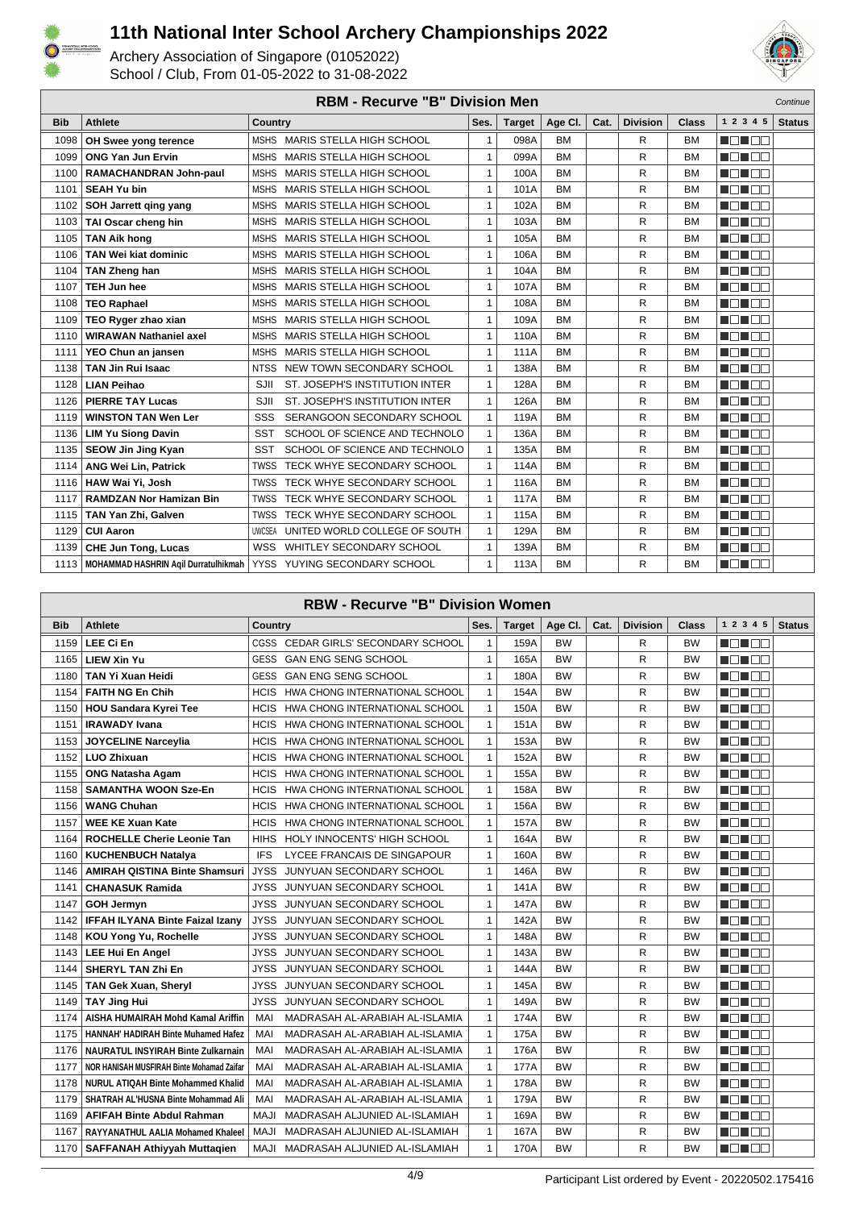# 11th National Inter School Archery Championships 2022

Archery Association of Singapore (01052022)
School / Club, From 01-05-2022 to 31-08-2022

## RBM - Recurve "B" Division Men

*Continue*

| Bib | Athlete | Country | | Ses. | Target | Age Cl. | Cat. | Division | Class | 1 2 3 4 5 | Status |
|---|---|---|---|---|---|---|---|---|---|---|---|
| 1098 | OH Swee yong terence | MSHS | MARIS STELLA HIGH SCHOOL | 1 | 098A | BM | | R | BM | | |
| 1099 | ONG Yan Jun Ervin | MSHS | MARIS STELLA HIGH SCHOOL | 1 | 099A | BM | | R | BM | | |
| 1100 | RAMACHANDRAN John-paul | MSHS | MARIS STELLA HIGH SCHOOL | 1 | 100A | BM | | R | BM | | |
| 1101 | SEAH Yu bin | MSHS | MARIS STELLA HIGH SCHOOL | 1 | 101A | BM | | R | BM | | |
| 1102 | SOH Jarrett qing yang | MSHS | MARIS STELLA HIGH SCHOOL | 1 | 102A | BM | | R | BM | | |
| 1103 | TAI Oscar cheng hin | MSHS | MARIS STELLA HIGH SCHOOL | 1 | 103A | BM | | R | BM | | |
| 1105 | TAN Aik hong | MSHS | MARIS STELLA HIGH SCHOOL | 1 | 105A | BM | | R | BM | | |
| 1106 | TAN Wei kiat dominic | MSHS | MARIS STELLA HIGH SCHOOL | 1 | 106A | BM | | R | BM | | |
| 1104 | TAN Zheng han | MSHS | MARIS STELLA HIGH SCHOOL | 1 | 104A | BM | | R | BM | | |
| 1107 | TEH Jun hee | MSHS | MARIS STELLA HIGH SCHOOL | 1 | 107A | BM | | R | BM | | |
| 1108 | TEO Raphael | MSHS | MARIS STELLA HIGH SCHOOL | 1 | 108A | BM | | R | BM | | |
| 1109 | TEO Ryger zhao xian | MSHS | MARIS STELLA HIGH SCHOOL | 1 | 109A | BM | | R | BM | | |
| 1110 | WIRAWAN Nathaniel axel | MSHS | MARIS STELLA HIGH SCHOOL | 1 | 110A | BM | | R | BM | | |
| 1111 | YEO Chun an jansen | MSHS | MARIS STELLA HIGH SCHOOL | 1 | 111A | BM | | R | BM | | |
| 1138 | TAN Jin Rui Isaac | NTSS | NEW TOWN SECONDARY SCHOOL | 1 | 138A | BM | | R | BM | | |
| 1128 | LIAN Peihao | SJII | ST. JOSEPH'S INSTITUTION INTER | 1 | 128A | BM | | R | BM | | |
| 1126 | PIERRE TAY Lucas | SJII | ST. JOSEPH'S INSTITUTION INTER | 1 | 126A | BM | | R | BM | | |
| 1119 | WINSTON TAN Wen Ler | SSS | SERANGOON SECONDARY SCHOOL | 1 | 119A | BM | | R | BM | | |
| 1136 | LIM Yu Siong Davin | SST | SCHOOL OF SCIENCE AND TECHNOLO | 1 | 136A | BM | | R | BM | | |
| 1135 | SEOW Jin Jing Kyan | SST | SCHOOL OF SCIENCE AND TECHNOLO | 1 | 135A | BM | | R | BM | | |
| 1114 | ANG Wei Lin, Patrick | TWSS | TECK WHYE SECONDARY SCHOOL | 1 | 114A | BM | | R | BM | | |
| 1116 | HAW Wai Yi, Josh | TWSS | TECK WHYE SECONDARY SCHOOL | 1 | 116A | BM | | R | BM | | |
| 1117 | RAMDZAN Nor Hamizan Bin | TWSS | TECK WHYE SECONDARY SCHOOL | 1 | 117A | BM | | R | BM | | |
| 1115 | TAN Yan Zhi, Galven | TWSS | TECK WHYE SECONDARY SCHOOL | 1 | 115A | BM | | R | BM | | |
| 1129 | CUI Aaron | UWCSEA | UNITED WORLD COLLEGE OF SOUTH | 1 | 129A | BM | | R | BM | | |
| 1139 | CHE Jun Tong, Lucas | WSS | WHITLEY SECONDARY SCHOOL | 1 | 139A | BM | | R | BM | | |
| 1113 | MOHAMMAD HASHRIN Aqil Durratulhikmah | YYSS | YUYING SECONDARY SCHOOL | 1 | 113A | BM | | R | BM | | |

## RBW - Recurve "B" Division Women

| Bib | Athlete | Country | | Ses. | Target | Age Cl. | Cat. | Division | Class | 1 2 3 4 5 | Status |
|---|---|---|---|---|---|---|---|---|---|---|---|
| 1159 | LEE Ci En | CGSS | CEDAR GIRLS' SECONDARY SCHOOL | 1 | 159A | BW | | R | BW | | |
| 1165 | LIEW Xin Yu | GESS | GAN ENG SENG SCHOOL | 1 | 165A | BW | | R | BW | | |
| 1180 | TAN Yi Xuan Heidi | GESS | GAN ENG SENG SCHOOL | 1 | 180A | BW | | R | BW | | |
| 1154 | FAITH NG En Chih | HCIS | HWA CHONG INTERNATIONAL SCHOOL | 1 | 154A | BW | | R | BW | | |
| 1150 | HOU Sandara Kyrei Tee | HCIS | HWA CHONG INTERNATIONAL SCHOOL | 1 | 150A | BW | | R | BW | | |
| 1151 | IRAWADY Ivana | HCIS | HWA CHONG INTERNATIONAL SCHOOL | 1 | 151A | BW | | R | BW | | |
| 1153 | JOYCELINE Narceylia | HCIS | HWA CHONG INTERNATIONAL SCHOOL | 1 | 153A | BW | | R | BW | | |
| 1152 | LUO Zhixuan | HCIS | HWA CHONG INTERNATIONAL SCHOOL | 1 | 152A | BW | | R | BW | | |
| 1155 | ONG Natasha Agam | HCIS | HWA CHONG INTERNATIONAL SCHOOL | 1 | 155A | BW | | R | BW | | |
| 1158 | SAMANTHA WOON Sze-En | HCIS | HWA CHONG INTERNATIONAL SCHOOL | 1 | 158A | BW | | R | BW | | |
| 1156 | WANG Chuhan | HCIS | HWA CHONG INTERNATIONAL SCHOOL | 1 | 156A | BW | | R | BW | | |
| 1157 | WEE KE Xuan Kate | HCIS | HWA CHONG INTERNATIONAL SCHOOL | 1 | 157A | BW | | R | BW | | |
| 1164 | ROCHELLE Cherie Leonie Tan | HIHS | HOLY INNOCENTS' HIGH SCHOOL | 1 | 164A | BW | | R | BW | | |
| 1160 | KUCHENBUCH Natalya | IFS | LYCEE FRANCAIS DE SINGAPOUR | 1 | 160A | BW | | R | BW | | |
| 1146 | AMIRAH QISTINA Binte Shamsuri | JYSS | JUNYUAN SECONDARY SCHOOL | 1 | 146A | BW | | R | BW | | |
| 1141 | CHANASUK Ramida | JYSS | JUNYUAN SECONDARY SCHOOL | 1 | 141A | BW | | R | BW | | |
| 1147 | GOH Jermyn | JYSS | JUNYUAN SECONDARY SCHOOL | 1 | 147A | BW | | R | BW | | |
| 1142 | IFFAH ILYANA Binte Faizal Izany | JYSS | JUNYUAN SECONDARY SCHOOL | 1 | 142A | BW | | R | BW | | |
| 1148 | KOU Yong Yu, Rochelle | JYSS | JUNYUAN SECONDARY SCHOOL | 1 | 148A | BW | | R | BW | | |
| 1143 | LEE Hui En Angel | JYSS | JUNYUAN SECONDARY SCHOOL | 1 | 143A | BW | | R | BW | | |
| 1144 | SHERYL TAN Zhi En | JYSS | JUNYUAN SECONDARY SCHOOL | 1 | 144A | BW | | R | BW | | |
| 1145 | TAN Gek Xuan, Sheryl | JYSS | JUNYUAN SECONDARY SCHOOL | 1 | 145A | BW | | R | BW | | |
| 1149 | TAY Jing Hui | JYSS | JUNYUAN SECONDARY SCHOOL | 1 | 149A | BW | | R | BW | | |
| 1174 | AISHA HUMAIRAH Mohd Kamal Ariffin | MAI | MADRASAH AL-ARABIAH AL-ISLAMIA | 1 | 174A | BW | | R | BW | | |
| 1175 | HANNAH' HADIRAH Binte Muhamed Hafez | MAI | MADRASAH AL-ARABIAH AL-ISLAMIA | 1 | 175A | BW | | R | BW | | |
| 1176 | NAURATUL INSYIRAH Binte Zulkarnain | MAI | MADRASAH AL-ARABIAH AL-ISLAMIA | 1 | 176A | BW | | R | BW | | |
| 1177 | NOR HANISAH MUSFIRAH Binte Mohamad Zaifar | MAI | MADRASAH AL-ARABIAH AL-ISLAMIA | 1 | 177A | BW | | R | BW | | |
| 1178 | NURUL ATIQAH Binte Mohammed Khalid | MAI | MADRASAH AL-ARABIAH AL-ISLAMIA | 1 | 178A | BW | | R | BW | | |
| 1179 | SHATRAH AL'HUSNA Binte Mohammad Ali | MAI | MADRASAH AL-ARABIAH AL-ISLAMIA | 1 | 179A | BW | | R | BW | | |
| 1169 | AFIFAH Binte Abdul Rahman | MAJI | MADRASAH ALJUNIED AL-ISLAMIAH | 1 | 169A | BW | | R | BW | | |
| 1167 | RAYYANATHUL AALIA Mohamed Khaleel | MAJI | MADRASAH ALJUNIED AL-ISLAMIAH | 1 | 167A | BW | | R | BW | | |
| 1170 | SAFFANAH Athiyyah Muttaqien | MAJI | MADRASAH ALJUNIED AL-ISLAMIAH | 1 | 170A | BW | | R | BW | | |

Participant List ordered by Event - 20220502.175416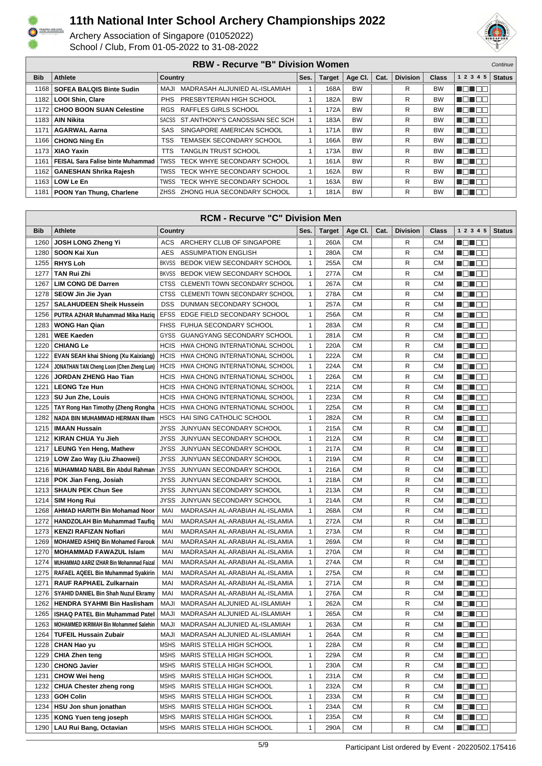## RBW - Recurve "B" Division Women

*Continue*

| Bib | Athlete | Country | | Ses. | Target | Age Cl. | Cat. | Division | Class | 1 2 3 4 5 | Status |
|---|---|---|---|---|---|---|---|---|---|---|---|
| 1168 | **SOFEA BALQIS Binte Sudin** | MAJI | MADRASAH ALJUNIED AL-ISLAMIAH | 1 | 168A | BW | | R | BW | ■□■□□ | |
| 1182 | **LOOI Shin, Clare** | PHS | PRESBYTERIAN HIGH SCHOOL | 1 | 182A | BW | | R | BW | ■□■□□ | |
| 1172 | **CHOO BOON SUAN Celestine** | RGS | RAFFLES GIRLS SCHOOL | 1 | 172A | BW | | R | BW | ■□■□□ | |
| 1183 | **AIN Nikita** | SACSS | ST.ANTHONY'S CANOSSIAN SEC SCH | 1 | 183A | BW | | R | BW | ■□■□□ | |
| 1171 | **AGARWAL Aarna** | SAS | SINGAPORE AMERICAN SCHOOL | 1 | 171A | BW | | R | BW | ■□■□□ | |
| 1166 | **CHONG Ning En** | TSS | TEMASEK SECONDARY SCHOOL | 1 | 166A | BW | | R | BW | ■□■□□ | |
| 1173 | **XIAO Yaxin** | TTS | TANGLIN TRUST SCHOOL | 1 | 173A | BW | | R | BW | ■□■□□ | |
| 1161 | **FEISAL Sara Falise binte Muhammad** | TWSS | TECK WHYE SECONDARY SCHOOL | 1 | 161A | BW | | R | BW | ■□■□□ | |
| 1162 | **GANESHAN Shrika Rajesh** | TWSS | TECK WHYE SECONDARY SCHOOL | 1 | 162A | BW | | R | BW | ■□■□□ | |
| 1163 | **LOW Le En** | TWSS | TECK WHYE SECONDARY SCHOOL | 1 | 163A | BW | | R | BW | ■□■□□ | |
| 1181 | **POON Yan Thung, Charlene** | ZHSS | ZHONG HUA SECONDARY SCHOOL | 1 | 181A | BW | | R | BW | ■□■□□ | |

## RCM - Recurve "C" Division Men

| Bib | Athlete | Country | | Ses. | Target | Age Cl. | Cat. | Division | Class | 1 2 3 4 5 | Status |
|---|---|---|---|---|---|---|---|---|---|---|---|
| 1260 | **JOSH LONG Zheng Yi** | ACS | ARCHERY CLUB OF SINGAPORE | 1 | 260A | CM | | R | CM | ■□■□□ | |
| 1280 | **SOON Kai Xun** | AES | ASSUMPTION ENGLISH | 1 | 280A | CM | | R | CM | ■□■□□ | |
| 1255 | **RHYS Loh** | BKVSS | BEDOK VIEW SECONDARY SCHOOL | 1 | 255A | CM | | R | CM | ■□■□□ | |
| 1277 | **TAN Rui Zhi** | BKVSS | BEDOK VIEW SECONDARY SCHOOL | 1 | 277A | CM | | R | CM | ■□■□□ | |
| 1267 | **LIM CONG DE Darren** | CTSS | CLEMENTI TOWN SECONDARY SCHOOL | 1 | 267A | CM | | R | CM | ■□■□□ | |
| 1278 | **SEOW Jin Jie Jyan** | CTSS | CLEMENTI TOWN SECONDARY SCHOOL | 1 | 278A | CM | | R | CM | ■□■□□ | |
| 1257 | **SALAHUDEEN Sheik Hussein** | DSS | DUNMAN SECONDARY SCHOOL | 1 | 257A | CM | | R | CM | ■□■□□ | |
| 1256 | **PUTRA AZHAR Muhammad Mika Haziq** | EFSS | EDGE FIELD SECONDARY SCHOOL | 1 | 256A | CM | | R | CM | ■□■□□ | |
| 1283 | **WONG Han Qian** | FHSS | FUHUA SECONDARY SCHOOL | 1 | 283A | CM | | R | CM | ■□■□□ | |
| 1281 | **WEE Kaeden** | GYSS | GUANGYANG SECONDARY SCHOOL | 1 | 281A | CM | | R | CM | ■□■□□ | |
| 1220 | **CHIANG Le** | HCIS | HWA CHONG INTERNATIONAL SCHOOL | 1 | 220A | CM | | R | CM | ■□■□□ | |
| 1222 | **EVAN SEAH khai Shiong (Xu Kaixiang)** | HCIS | HWA CHONG INTERNATIONAL SCHOOL | 1 | 222A | CM | | R | CM | ■□■□□ | |
| 1224 | **JONATHAN TAN Cheng Loon (Chen Zheng Lun)** | HCIS | HWA CHONG INTERNATIONAL SCHOOL | 1 | 224A | CM | | R | CM | ■□■□□ | |
| 1226 | **JORDAN ZHENG Hao Tian** | HCIS | HWA CHONG INTERNATIONAL SCHOOL | 1 | 226A | CM | | R | CM | ■□■□□ | |
| 1221 | **LEONG Tze Hun** | HCIS | HWA CHONG INTERNATIONAL SCHOOL | 1 | 221A | CM | | R | CM | ■□■□□ | |
| 1223 | **SU Jun Zhe, Louis** | HCIS | HWA CHONG INTERNATIONAL SCHOOL | 1 | 223A | CM | | R | CM | ■□■□□ | |
| 1225 | **TAY Rong Han Timothy (Zheng Rongha** | HCIS | HWA CHONG INTERNATIONAL SCHOOL | 1 | 225A | CM | | R | CM | ■□■□□ | |
| 1282 | **NADA BIN MUHAMMAD HERMAN Ilham** | HSCS | HAI SING CATHOLIC SCHOOL | 1 | 282A | CM | | R | CM | ■□■□□ | |
| 1215 | **IMAAN Hussain** | JYSS | JUNYUAN SECONDARY SCHOOL | 1 | 215A | CM | | R | CM | ■□■□□ | |
| 1212 | **KIRAN CHUA Yu Jieh** | JYSS | JUNYUAN SECONDARY SCHOOL | 1 | 212A | CM | | R | CM | ■□■□□ | |
| 1217 | **LEUNG Yen Heng, Mathew** | JYSS | JUNYUAN SECONDARY SCHOOL | 1 | 217A | CM | | R | CM | ■□■□□ | |
| 1219 | **LOW Zao Way (Liu Zhaowei)** | JYSS | JUNYUAN SECONDARY SCHOOL | 1 | 219A | CM | | R | CM | ■□■□□ | |
| 1216 | **MUHAMMAD NABIL Bin Abdul Rahman** | JYSS | JUNYUAN SECONDARY SCHOOL | 1 | 216A | CM | | R | CM | ■□■□□ | |
| 1218 | **POK Jian Feng, Josiah** | JYSS | JUNYUAN SECONDARY SCHOOL | 1 | 218A | CM | | R | CM | ■□■□□ | |
| 1213 | **SHAUN PEK Chun See** | JYSS | JUNYUAN SECONDARY SCHOOL | 1 | 213A | CM | | R | CM | ■□■□□ | |
| 1214 | **SIM Hong Rui** | JYSS | JUNYUAN SECONDARY SCHOOL | 1 | 214A | CM | | R | CM | ■□■□□ | |
| 1268 | **AHMAD HARITH Bin Mohamad Noor** | MAI | MADRASAH AL-ARABIAH AL-ISLAMIA | 1 | 268A | CM | | R | CM | ■□■□□ | |
| 1272 | **HANDZOLAH Bin Muhammad Taufiq** | MAI | MADRASAH AL-ARABIAH AL-ISLAMIA | 1 | 272A | CM | | R | CM | ■□■□□ | |
| 1273 | **KENZI RAFIZAN Nofiari** | MAI | MADRASAH AL-ARABIAH AL-ISLAMIA | 1 | 273A | CM | | R | CM | ■□■□□ | |
| 1269 | **MOHAMED ASHIQ Bin Mohamed Farouk** | MAI | MADRASAH AL-ARABIAH AL-ISLAMIA | 1 | 269A | CM | | R | CM | ■□■□□ | |
| 1270 | **MOHAMMAD FAWAZUL Islam** | MAI | MADRASAH AL-ARABIAH AL-ISLAMIA | 1 | 270A | CM | | R | CM | ■□■□□ | |
| 1274 | **MUHAMMAD AARIZ IZHAR Bin Mohammad Faizal** | MAI | MADRASAH AL-ARABIAH AL-ISLAMIA | 1 | 274A | CM | | R | CM | ■□■□□ | |
| 1275 | **RAFAEL AQEEL Bin Muhammad Syakirin** | MAI | MADRASAH AL-ARABIAH AL-ISLAMIA | 1 | 275A | CM | | R | CM | ■□■□□ | |
| 1271 | **RAUF RAPHAEL Zulkarnain** | MAI | MADRASAH AL-ARABIAH AL-ISLAMIA | 1 | 271A | CM | | R | CM | ■□■□□ | |
| 1276 | **SYAHID DANIEL Bin Shah Nuzul Ekramy** | MAI | MADRASAH AL-ARABIAH AL-ISLAMIA | 1 | 276A | CM | | R | CM | ■□■□□ | |
| 1262 | **HENDRA SYAHMI Bin Haslisham** | MAJI | MADRASAH ALJUNIED AL-ISLAMIAH | 1 | 262A | CM | | R | CM | ■□■□□ | |
| 1265 | **ISHAQ PATEL Bin Muhammad Patel** | MAJI | MADRASAH ALJUNIED AL-ISLAMIAH | 1 | 265A | CM | | R | CM | ■□■□□ | |
| 1263 | **MOHAMMED IKRIMAH Bin Mohammed Salehin** | MAJI | MADRASAH ALJUNIED AL-ISLAMIAH | 1 | 263A | CM | | R | CM | ■□■□□ | |
| 1264 | **TUFEIL Hussain Zubair** | MAJI | MADRASAH ALJUNIED AL-ISLAMIAH | 1 | 264A | CM | | R | CM | ■□■□□ | |
| 1228 | **CHAN Hao yu** | MSHS | MARIS STELLA HIGH SCHOOL | 1 | 228A | CM | | R | CM | ■□■□□ | |
| 1229 | **CHIA Zhen teng** | MSHS | MARIS STELLA HIGH SCHOOL | 1 | 229A | CM | | R | CM | ■□■□□ | |
| 1230 | **CHONG Javier** | MSHS | MARIS STELLA HIGH SCHOOL | 1 | 230A | CM | | R | CM | ■□■□□ | |
| 1231 | **CHOW Wei heng** | MSHS | MARIS STELLA HIGH SCHOOL | 1 | 231A | CM | | R | CM | ■□■□□ | |
| 1232 | **CHUA Chester zheng rong** | MSHS | MARIS STELLA HIGH SCHOOL | 1 | 232A | CM | | R | CM | ■□■□□ | |
| 1233 | **GOH Colin** | MSHS | MARIS STELLA HIGH SCHOOL | 1 | 233A | CM | | R | CM | ■□■□□ | |
| 1234 | **HSU Jon shun jonathan** | MSHS | MARIS STELLA HIGH SCHOOL | 1 | 234A | CM | | R | CM | ■□■□□ | |
| 1235 | **KONG Yuen teng joseph** | MSHS | MARIS STELLA HIGH SCHOOL | 1 | 235A | CM | | R | CM | ■□■□□ | |
| 1290 | **LAU Rui Bang, Octavian** | MSHS | MARIS STELLA HIGH SCHOOL | 1 | 290A | CM | | R | CM | ■□■□□ | |

Participant List ordered by Event - 20220502.175416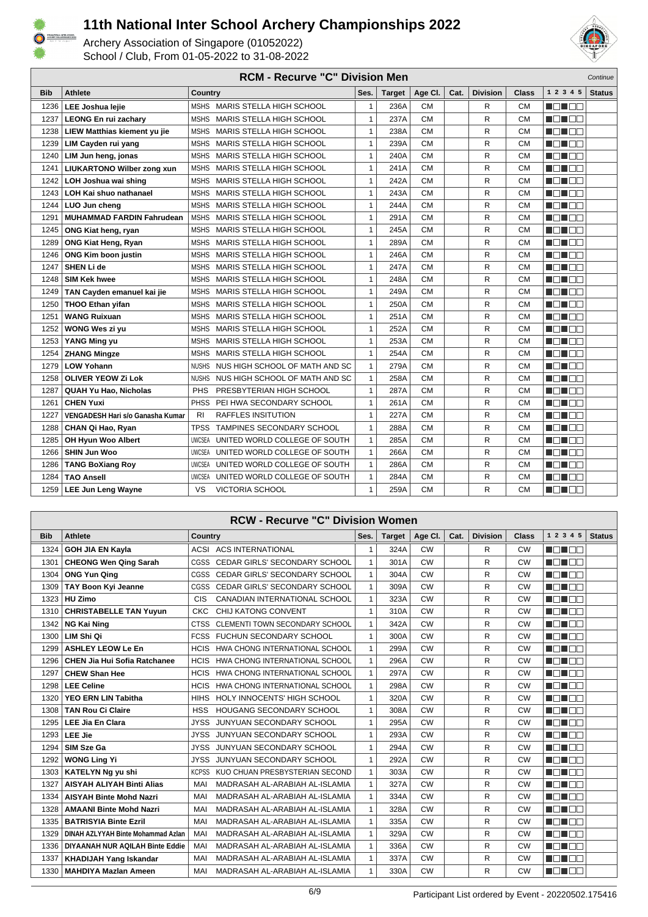# 11th National Inter School Archery Championships 2022

Archery Association of Singapore (01052022)
School / Club, From 01-05-2022 to 31-08-2022

## RCM - Recurve "C" Division Men

*Continue*

| Bib | Athlete | Country | | Ses. | Target | Age Cl. | Cat. | Division | Class | 1 2 3 4 5 | Status |
|---|---|---|---|---|---|---|---|---|---|---|---|
| 1236 | **LEE Joshua lejie** | MSHS | MARIS STELLA HIGH SCHOOL | 1 | 236A | CM | | R | CM | | |
| 1237 | **LEONG En rui zachary** | MSHS | MARIS STELLA HIGH SCHOOL | 1 | 237A | CM | | R | CM | | |
| 1238 | **LIEW Matthias kiement yu jie** | MSHS | MARIS STELLA HIGH SCHOOL | 1 | 238A | CM | | R | CM | | |
| 1239 | **LIM Cayden rui yang** | MSHS | MARIS STELLA HIGH SCHOOL | 1 | 239A | CM | | R | CM | | |
| 1240 | **LIM Jun heng, jonas** | MSHS | MARIS STELLA HIGH SCHOOL | 1 | 240A | CM | | R | CM | | |
| 1241 | **LIUKARTONO Wilber zong xun** | MSHS | MARIS STELLA HIGH SCHOOL | 1 | 241A | CM | | R | CM | | |
| 1242 | **LOH Joshua wai shing** | MSHS | MARIS STELLA HIGH SCHOOL | 1 | 242A | CM | | R | CM | | |
| 1243 | **LOH Kai shuo nathanael** | MSHS | MARIS STELLA HIGH SCHOOL | 1 | 243A | CM | | R | CM | | |
| 1244 | **LUO Jun cheng** | MSHS | MARIS STELLA HIGH SCHOOL | 1 | 244A | CM | | R | CM | | |
| 1291 | **MUHAMMAD FARDIN Fahrudean** | MSHS | MARIS STELLA HIGH SCHOOL | 1 | 291A | CM | | R | CM | | |
| 1245 | **ONG Kiat heng, ryan** | MSHS | MARIS STELLA HIGH SCHOOL | 1 | 245A | CM | | R | CM | | |
| 1289 | **ONG Kiat Heng, Ryan** | MSHS | MARIS STELLA HIGH SCHOOL | 1 | 289A | CM | | R | CM | | |
| 1246 | **ONG Kim boon justin** | MSHS | MARIS STELLA HIGH SCHOOL | 1 | 246A | CM | | R | CM | | |
| 1247 | **SHEN Li de** | MSHS | MARIS STELLA HIGH SCHOOL | 1 | 247A | CM | | R | CM | | |
| 1248 | **SIM Kek hwee** | MSHS | MARIS STELLA HIGH SCHOOL | 1 | 248A | CM | | R | CM | | |
| 1249 | **TAN Cayden emanuel kai jie** | MSHS | MARIS STELLA HIGH SCHOOL | 1 | 249A | CM | | R | CM | | |
| 1250 | **THOO Ethan yifan** | MSHS | MARIS STELLA HIGH SCHOOL | 1 | 250A | CM | | R | CM | | |
| 1251 | **WANG Ruixuan** | MSHS | MARIS STELLA HIGH SCHOOL | 1 | 251A | CM | | R | CM | | |
| 1252 | **WONG Wes zi yu** | MSHS | MARIS STELLA HIGH SCHOOL | 1 | 252A | CM | | R | CM | | |
| 1253 | **YANG Ming yu** | MSHS | MARIS STELLA HIGH SCHOOL | 1 | 253A | CM | | R | CM | | |
| 1254 | **ZHANG Mingze** | MSHS | MARIS STELLA HIGH SCHOOL | 1 | 254A | CM | | R | CM | | |
| 1279 | **LOW Yohann** | NUSHS | NUS HIGH SCHOOL OF MATH AND SC | 1 | 279A | CM | | R | CM | | |
| 1258 | **OLIVER YEOW Zi Lok** | NUSHS | NUS HIGH SCHOOL OF MATH AND SC | 1 | 258A | CM | | R | CM | | |
| 1287 | **QUAH Yu Hao, Nicholas** | PHS | PRESBYTERIAN HIGH SCHOOL | 1 | 287A | CM | | R | CM | | |
| 1261 | **CHEN Yuxi** | PHSS | PEI HWA SECONDARY SCHOOL | 1 | 261A | CM | | R | CM | | |
| 1227 | **VENGADESH Hari s/o Ganasha Kumar** | RI | RAFFLES INSITUTION | 1 | 227A | CM | | R | CM | | |
| 1288 | **CHAN Qi Hao, Ryan** | TPSS | TAMPINES SECONDARY SCHOOL | 1 | 288A | CM | | R | CM | | |
| 1285 | **OH Hyun Woo Albert** | UWCSEA | UNITED WORLD COLLEGE OF SOUTH | 1 | 285A | CM | | R | CM | | |
| 1266 | **SHIN Jun Woo** | UWCSEA | UNITED WORLD COLLEGE OF SOUTH | 1 | 266A | CM | | R | CM | | |
| 1286 | **TANG BoXiang Roy** | UWCSEA | UNITED WORLD COLLEGE OF SOUTH | 1 | 286A | CM | | R | CM | | |
| 1284 | **TAO Ansell** | UWCSEA | UNITED WORLD COLLEGE OF SOUTH | 1 | 284A | CM | | R | CM | | |
| 1259 | **LEE Jun Leng Wayne** | VS | VICTORIA SCHOOL | 1 | 259A | CM | | R | CM | | |

## RCW - Recurve "C" Division Women

| Bib | Athlete | Country | | Ses. | Target | Age Cl. | Cat. | Division | Class | 1 2 3 4 5 | Status |
|---|---|---|---|---|---|---|---|---|---|---|---|
| 1324 | **GOH JIA EN Kayla** | ACSI | ACS INTERNATIONAL | 1 | 324A | CW | | R | CW | | |
| 1301 | **CHEONG Wen Qing Sarah** | CGSS | CEDAR GIRLS' SECONDARY SCHOOL | 1 | 301A | CW | | R | CW | | |
| 1304 | **ONG Yun Qing** | CGSS | CEDAR GIRLS' SECONDARY SCHOOL | 1 | 304A | CW | | R | CW | | |
| 1309 | **TAY Boon Kyi Jeanne** | CGSS | CEDAR GIRLS' SECONDARY SCHOOL | 1 | 309A | CW | | R | CW | | |
| 1323 | **HU Zimo** | CIS | CANADIAN INTERNATIONAL SCHOOL | 1 | 323A | CW | | R | CW | | |
| 1310 | **CHRISTABELLE TAN Yuyun** | CKC | CHIJ KATONG CONVENT | 1 | 310A | CW | | R | CW | | |
| 1342 | **NG Kai Ning** | CTSS | CLEMENTI TOWN SECONDARY SCHOOL | 1 | 342A | CW | | R | CW | | |
| 1300 | **LIM Shi Qi** | FCSS | FUCHUN SECONDARY SCHOOL | 1 | 300A | CW | | R | CW | | |
| 1299 | **ASHLEY LEOW Le En** | HCIS | HWA CHONG INTERNATIONAL SCHOOL | 1 | 299A | CW | | R | CW | | |
| 1296 | **CHEN Jia Hui Sofia Ratchanee** | HCIS | HWA CHONG INTERNATIONAL SCHOOL | 1 | 296A | CW | | R | CW | | |
| 1297 | **CHEW Shan Hee** | HCIS | HWA CHONG INTERNATIONAL SCHOOL | 1 | 297A | CW | | R | CW | | |
| 1298 | **LEE Celine** | HCIS | HWA CHONG INTERNATIONAL SCHOOL | 1 | 298A | CW | | R | CW | | |
| 1320 | **YEO ERN LIN Tabitha** | HIHS | HOLY INNOCENTS' HIGH SCHOOL | 1 | 320A | CW | | R | CW | | |
| 1308 | **TAN Rou Ci Claire** | HSS | HOUGANG SECONDARY SCHOOL | 1 | 308A | CW | | R | CW | | |
| 1295 | **LEE Jia En Clara** | JYSS | JUNYUAN SECONDARY SCHOOL | 1 | 295A | CW | | R | CW | | |
| 1293 | **LEE Jie** | JYSS | JUNYUAN SECONDARY SCHOOL | 1 | 293A | CW | | R | CW | | |
| 1294 | **SIM Sze Ga** | JYSS | JUNYUAN SECONDARY SCHOOL | 1 | 294A | CW | | R | CW | | |
| 1292 | **WONG Ling Yi** | JYSS | JUNYUAN SECONDARY SCHOOL | 1 | 292A | CW | | R | CW | | |
| 1303 | **KATELYN Ng yu shi** | KCPSS | KUO CHUAN PRESBYSTERIAN SECOND | 1 | 303A | CW | | R | CW | | |
| 1327 | **AISYAH ALIYAH Binti Alias** | MAI | MADRASAH AL-ARABIAH AL-ISLAMIA | 1 | 327A | CW | | R | CW | | |
| 1334 | **AISYAH Binte Mohd Nazri** | MAI | MADRASAH AL-ARABIAH AL-ISLAMIA | 1 | 334A | CW | | R | CW | | |
| 1328 | **AMAANI Binte Mohd Nazri** | MAI | MADRASAH AL-ARABIAH AL-ISLAMIA | 1 | 328A | CW | | R | CW | | |
| 1335 | **BATRISYIA Binte Ezril** | MAI | MADRASAH AL-ARABIAH AL-ISLAMIA | 1 | 335A | CW | | R | CW | | |
| 1329 | **DINAH AZLYYAH Binte Mohammad Azlan** | MAI | MADRASAH AL-ARABIAH AL-ISLAMIA | 1 | 329A | CW | | R | CW | | |
| 1336 | **DIYAANAH NUR AQILAH Binte Eddie** | MAI | MADRASAH AL-ARABIAH AL-ISLAMIA | 1 | 336A | CW | | R | CW | | |
| 1337 | **KHADIJAH Yang Iskandar** | MAI | MADRASAH AL-ARABIAH AL-ISLAMIA | 1 | 337A | CW | | R | CW | | |
| 1330 | **MAHDIYA Mazlan Ameen** | MAI | MADRASAH AL-ARABIAH AL-ISLAMIA | 1 | 330A | CW | | R | CW | | |

Participant List ordered by Event - 20220502.175416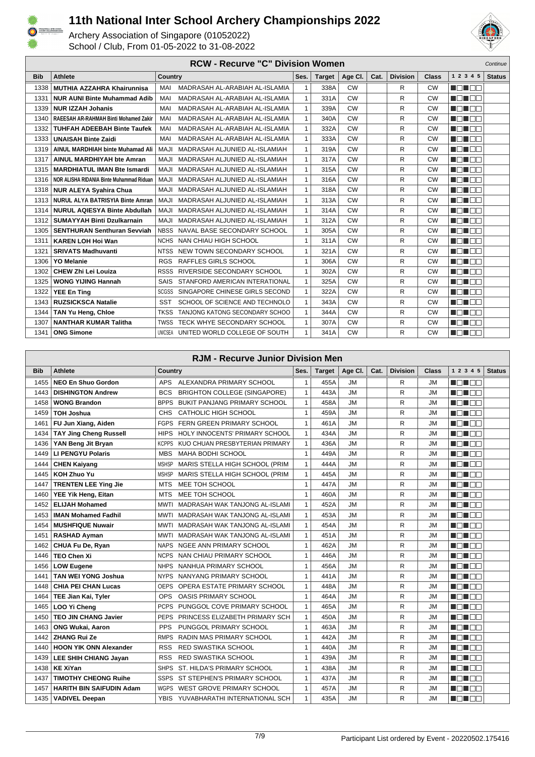# 11th National Inter School Archery Championships 2022

Archery Association of Singapore (01052022)
School / Club, From 01-05-2022 to 31-08-2022

## RCW - Recurve "C" Division Women

*Continue*

| Bib | Athlete | Country | | Ses. | Target | Age Cl. | Cat. | Division | Class | 1 2 3 4 5 | Status |
|---|---|---|---|---|---|---|---|---|---|---|---|
| 1338 | **MUTHIA AZZAHRA Khairunnisa** | MAI | MADRASAH AL-ARABIAH AL-ISLAMIA | 1 | 338A | CW | | R | CW | | |
| 1331 | **NUR AUNI Binte Muhammad Adib** | MAI | MADRASAH AL-ARABIAH AL-ISLAMIA | 1 | 331A | CW | | R | CW | | |
| 1339 | **NUR IZZAH Johanis** | MAI | MADRASAH AL-ARABIAH AL-ISLAMIA | 1 | 339A | CW | | R | CW | | |
| 1340 | **RAEESAH AR-RAHMAH Binti Mohamed Zakir** | MAI | MADRASAH AL-ARABIAH AL-ISLAMIA | 1 | 340A | CW | | R | CW | | |
| 1332 | **TUHFAH ADEEBAH Binte Taufek** | MAI | MADRASAH AL-ARABIAH AL-ISLAMIA | 1 | 332A | CW | | R | CW | | |
| 1333 | **UNAISAH Binte Zaidi** | MAI | MADRASAH AL-ARABIAH AL-ISLAMIA | 1 | 333A | CW | | R | CW | | |
| 1319 | **AINUL MARDHIAH binte Muhamad Ali** | MAJI | MADRASAH ALJUNIED AL-ISLAMIAH | 1 | 319A | CW | | R | CW | | |
| 1317 | **AINUL MARDHIYAH bte Amran** | MAJI | MADRASAH ALJUNIED AL-ISLAMIAH | 1 | 317A | CW | | R | CW | | |
| 1315 | **MARDHIATUL IMAN Bte Ismardi** | MAJI | MADRASAH ALJUNIED AL-ISLAMIAH | 1 | 315A | CW | | R | CW | | |
| 1316 | **NOR ALISHA RIDANIA Binte Muhammad Riduan** | MAJI | MADRASAH ALJUNIED AL-ISLAMIAH | 1 | 316A | CW | | R | CW | | |
| 1318 | **NUR ALEYA Syahira Chua** | MAJI | MADRASAH ALJUNIED AL-ISLAMIAH | 1 | 318A | CW | | R | CW | | |
| 1313 | **NURUL ALYA BATRISYIA Binte Amran** | MAJI | MADRASAH ALJUNIED AL-ISLAMIAH | 1 | 313A | CW | | R | CW | | |
| 1314 | **NURUL AQIESYA Binte Abdullah** | MAJI | MADRASAH ALJUNIED AL-ISLAMIAH | 1 | 314A | CW | | R | CW | | |
| 1312 | **SUMAYYAH Binti Dzulkarnain** | MAJI | MADRASAH ALJUNIED AL-ISLAMIAH | 1 | 312A | CW | | R | CW | | |
| 1305 | **SENTHURAN Senthuran Sevviah** | NBSS | NAVAL BASE SECONDARY SCHOOL | 1 | 305A | CW | | R | CW | | |
| 1311 | **KAREN LOH Hoi Wan** | NCHS | NAN CHIAU HIGH SCHOOL | 1 | 311A | CW | | R | CW | | |
| 1321 | **SRIVATS Madhuvanti** | NTSS | NEW TOWN SECONDARY SCHOOL | 1 | 321A | CW | | R | CW | | |
| 1306 | **YO Melanie** | RGS | RAFFLES GIRLS SCHOOL | 1 | 306A | CW | | R | CW | | |
| 1302 | **CHEW Zhi Lei Louiza** | RSSS | RIVERSIDE SECONDARY SCHOOL | 1 | 302A | CW | | R | CW | | |
| 1325 | **WONG YIJING Hannah** | SAIS | STANFORD AMERICAN INTERNATIONAL | 1 | 325A | CW | | R | CW | | |
| 1322 | **YEE En Ting** | SCGSS | SINGAPORE CHINESE GIRLS SECOND | 1 | 322A | CW | | R | CW | | |
| 1343 | **RUZSICKSCA Natalie** | SST | SCHOOL OF SCIENCE AND TECHNOLO | 1 | 343A | CW | | R | CW | | |
| 1344 | **TAN Yu Heng, Chloe** | TKSS | TANJONG KATONG SECONDARY SCHOO | 1 | 344A | CW | | R | CW | | |
| 1307 | **NANTHAR KUMAR Talitha** | TWSS | TECK WHYE SECONDARY SCHOOL | 1 | 307A | CW | | R | CW | | |
| 1341 | **ONG Simone** | UWCSEA | UNITED WORLD COLLEGE OF SOUTH | 1 | 341A | CW | | R | CW | | |

## RJM - Recurve Junior Division Men

| Bib | Athlete | Country | | Ses. | Target | Age Cl. | Cat. | Division | Class | 1 2 3 4 5 | Status |
|---|---|---|---|---|---|---|---|---|---|---|---|
| 1455 | **NEO En Shuo Gordon** | APS | ALEXANDRA PRIMARY SCHOOL | 1 | 455A | JM | | R | JM | | |
| 1443 | **DISHINGTON Andrew** | BCS | BRIGHTON COLLEGE (SINGAPORE) | 1 | 443A | JM | | R | JM | | |
| 1458 | **WONG Brandon** | BPPS | BUKIT PANJANG PRIMARY SCHOOL | 1 | 458A | JM | | R | JM | | |
| 1459 | **TOH Joshua** | CHS | CATHOLIC HIGH SCHOOL | 1 | 459A | JM | | R | JM | | |
| 1461 | **FU Jun Xiang, Aiden** | FGPS | FERN GREEN PRIMARY SCHOOL | 1 | 461A | JM | | R | JM | | |
| 1434 | **TAY Jing Cheng Russell** | HIPS | HOLY INNOCENTS' PRIMARY SCHOOL | 1 | 434A | JM | | R | JM | | |
| 1436 | **YAN Beng Jit Bryan** | KCPPS | KUO CHUAN PRESBYTERIAN PRIMARY | 1 | 436A | JM | | R | JM | | |
| 1449 | **LI PENGYU Polaris** | MBS | MAHA BODHI SCHOOL | 1 | 449A | JM | | R | JM | | |
| 1444 | **CHEN Kaiyang** | MSHSP | MARIS STELLA HIGH SCHOOL (PRIM | 1 | 444A | JM | | R | JM | | |
| 1445 | **KOH Zhuo Yu** | MSHSP | MARIS STELLA HIGH SCHOOL (PRIM | 1 | 445A | JM | | R | JM | | |
| 1447 | **TRENTEN LEE Ying Jie** | MTS | MEE TOH SCHOOL | 1 | 447A | JM | | R | JM | | |
| 1460 | **YEE Yik Heng, Eitan** | MTS | MEE TOH SCHOOL | 1 | 460A | JM | | R | JM | | |
| 1452 | **ELIJAH Mohamed** | MWTI | MADRASAH WAK TANJONG AL-ISLAMI | 1 | 452A | JM | | R | JM | | |
| 1453 | **IMAN Mohamed Fadhil** | MWTI | MADRASAH WAK TANJONG AL-ISLAMI | 1 | 453A | JM | | R | JM | | |
| 1454 | **MUSHFIQUE Nuwair** | MWTI | MADRASAH WAK TANJONG AL-ISLAMI | 1 | 454A | JM | | R | JM | | |
| 1451 | **RASHAD Ayman** | MWTI | MADRASAH WAK TANJONG AL-ISLAMI | 1 | 451A | JM | | R | JM | | |
| 1462 | **CHUA Fu De, Ryan** | NAPS | NGEE ANN PRIMARY SCHOOL | 1 | 462A | JM | | R | JM | | |
| 1446 | **TEO Chen Xi** | NCPS | NAN CHIAU PRIMARY SCHOOL | 1 | 446A | JM | | R | JM | | |
| 1456 | **LOW Eugene** | NHPS | NANHUA PRIMARY SCHOOL | 1 | 456A | JM | | R | JM | | |
| 1441 | **TAN WEI YONG Joshua** | NYPS | NANYANG PRIMARY SCHOOL | 1 | 441A | JM | | R | JM | | |
| 1448 | **CHIA PEI CHAN Lucas** | OEPS | OPERA ESTATE PRIMARY SCHOOL | 1 | 448A | JM | | R | JM | | |
| 1464 | **TEE Jian Kai, Tyler** | OPS | OASIS PRIMARY SCHOOL | 1 | 464A | JM | | R | JM | | |
| 1465 | **LOO Yi Cheng** | PCPS | PUNGGOL COVE PRIMARY SCHOOL | 1 | 465A | JM | | R | JM | | |
| 1450 | **TEO JIN CHANG Javier** | PEPS | PRINCESS ELIZABETH PRIMARY SCH | 1 | 450A | JM | | R | JM | | |
| 1463 | **ONG Wukai, Aaron** | PPS | PUNGGOL PRIMARY SCHOOL | 1 | 463A | JM | | R | JM | | |
| 1442 | **ZHANG Rui Ze** | RMPS | RADIN MAS PRIMARY SCHOOL | 1 | 442A | JM | | R | JM | | |
| 1440 | **HOON YIK ONN Alexander** | RSS | RED SWASTIKA SCHOOL | 1 | 440A | JM | | R | JM | | |
| 1439 | **LEE SHIH CHIANG Jayan** | RSS | RED SWASTIKA SCHOOL | 1 | 439A | JM | | R | JM | | |
| 1438 | **KE XiYan** | SHPS | ST. HILDA'S PRIMARY SCHOOL | 1 | 438A | JM | | R | JM | | |
| 1437 | **TIMOTHY CHEONG Ruihe** | SSPS | ST STEPHEN'S PRIMARY SCHOOL | 1 | 437A | JM | | R | JM | | |
| 1457 | **HARITH BIN SAIFUDIN Adam** | WGPS | WEST GROVE PRIMARY SCHOOL | 1 | 457A | JM | | R | JM | | |
| 1435 | **VADIVEL Deepan** | YBIS | YUVABHARATHI INTERNATIONAL SCH | 1 | 435A | JM | | R | JM | | |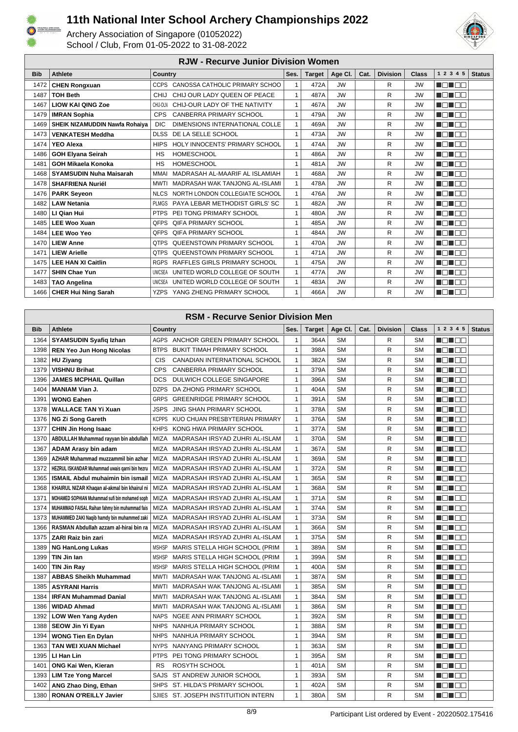# 11th National Inter School Archery Championships 2022

Archery Association of Singapore (01052022)
School / Club, From 01-05-2022 to 31-08-2022

## RJW - Recurve Junior Division Women

| Bib | Athlete | Country | | Ses. | Target | Age Cl. | Cat. | Division | Class | 1 2 3 4 5 | Status |
|---|---|---|---|---|---|---|---|---|---|---|---|
| 1472 | **CHEN Rongxuan** | CCPS | CANOSSA CATHOLIC PRIMARY SCHOO | 1 | 472A | JW | | R | JW | | |
| 1487 | **TOH Beth** | CHIJ | CHIJ OUR LADY QUEEN OF PEACE | 1 | 487A | JW | | R | JW | | |
| 1467 | **LIOW KAI QING Zoe** | CHIJ-OLN | CHIJ-OUR LADY OF THE NATIVITY | 1 | 467A | JW | | R | JW | | |
| 1479 | **IMRAN Sophia** | CPS | CANBERRA PRIMARY SCHOOL | 1 | 479A | JW | | R | JW | | |
| 1469 | **SHEIK NIZAMUDDIN Nawfa Rohaiya** | DIC | DIMENSIONS INTERNATIONAL COLLE | 1 | 469A | JW | | R | JW | | |
| 1473 | **VENKATESH Meddha** | DLSS | DE LA SELLE SCHOOL | 1 | 473A | JW | | R | JW | | |
| 1474 | **YEO Alexa** | HIPS | HOLY INNOCENTS' PRIMARY SCHOOL | 1 | 474A | JW | | R | JW | | |
| 1486 | **GOH Elyana Seirah** | HS | HOMESCHOOL | 1 | 486A | JW | | R | JW | | |
| 1481 | **GOH Mikaela Konoka** | HS | HOMESCHOOL | 1 | 481A | JW | | R | JW | | |
| 1468 | **SYAMSUDIN Nuha Maisarah** | MMAI | MADRASAH AL-MAARIF AL ISLAMIAH | 1 | 468A | JW | | R | JW | | |
| 1478 | **SHAFRIENA Nuriél** | MWTI | MADRASAH WAK TANJONG AL-ISLAMI | 1 | 478A | JW | | R | JW | | |
| 1476 | **PARK Seyeon** | NLCS | NORTH LONDON COLLEGIATE SCHOOL | 1 | 476A | JW | | R | JW | | |
| 1482 | **LAW Netania** | PLMGS | PAYA LEBAR METHODIST GIRLS' SC | 1 | 482A | JW | | R | JW | | |
| 1480 | **LI Qian Hui** | PTPS | PEI TONG PRIMARY SCHOOL | 1 | 480A | JW | | R | JW | | |
| 1485 | **LEE Woo Xuan** | QFPS | QIFA PRIMARY SCHOOL | 1 | 485A | JW | | R | JW | | |
| 1484 | **LEE Woo Yeo** | QFPS | QIFA PRIMARY SCHOOL | 1 | 484A | JW | | R | JW | | |
| 1470 | **LIEW Anne** | QTPS | QUEENSTOWN PRIMARY SCHOOL | 1 | 470A | JW | | R | JW | | |
| 1471 | **LIEW Arielle** | QTPS | QUEENSTOWN PRIMARY SCHOOL | 1 | 471A | JW | | R | JW | | |
| 1475 | **LEE HAN XI Caitlin** | RGPS | RAFFLES GIRLS PRIMARY SCHOOL | 1 | 475A | JW | | R | JW | | |
| 1477 | **SHIN Chae Yun** | UWCSEA | UNITED WORLD COLLEGE OF SOUTH | 1 | 477A | JW | | R | JW | | |
| 1483 | **TAO Angelina** | UWCSEA | UNITED WORLD COLLEGE OF SOUTH | 1 | 483A | JW | | R | JW | | |
| 1466 | **CHER Hui Ning Sarah** | YZPS | YANG ZHENG PRIMARY SCHOOL | 1 | 466A | JW | | R | JW | | |

## RSM - Recurve Senior Division Men

| Bib | Athlete | Country | | Ses. | Target | Age Cl. | Cat. | Division | Class | 1 2 3 4 5 | Status |
|---|---|---|---|---|---|---|---|---|---|---|---|
| 1364 | **SYAMSUDIN Syafiq Izhan** | AGPS | ANCHOR GREEN PRIMARY SCHOOL | 1 | 364A | SM | | R | SM | | |
| 1398 | **REN Yeo Jun Hong Nicolas** | BTPS | BUKIT TIMAH PRIMARY SCHOOL | 1 | 398A | SM | | R | SM | | |
| 1382 | **HU Ziyang** | CIS | CANADIAN INTERNATIONAL SCHOOL | 1 | 382A | SM | | R | SM | | |
| 1379 | **VISHNU Brihat** | CPS | CANBERRA PRIMARY SCHOOL | 1 | 379A | SM | | R | SM | | |
| 1396 | **JAMES MCPHAIL Quillan** | DCS | DULWICH COLLEGE SINGAPORE | 1 | 396A | SM | | R | SM | | |
| 1404 | **MANIAM Vian J.** | DZPS | DA ZHONG PRIMARY SCHOOL | 1 | 404A | SM | | R | SM | | |
| 1391 | **WONG Eahen** | GRPS | GREENRIDGE PRIMARY SCHOOL | 1 | 391A | SM | | R | SM | | |
| 1378 | **WALLACE TAN Yi Xuan** | JSPS | JING SHAN PRIMARY SCHOOL | 1 | 378A | SM | | R | SM | | |
| 1376 | **NG Zi Song Gareth** | KCPPS | KUO CHUAN PRESBYTERIAN PRIMARY | 1 | 376A | SM | | R | SM | | |
| 1377 | **CHIN Jin Hong Isaac** | KHPS | KONG HWA PRIMARY SCHOOL | 1 | 377A | SM | | R | SM | | |
| 1370 | **ABDULLAH Muhammad rayyan bin abdullah** | MIZA | MADRASAH IRSYAD ZUHRI AL-ISLAM | 1 | 370A | SM | | R | SM | | |
| 1367 | **ADAM Arasy bin adam** | MIZA | MADRASAH IRSYAD ZUHRI AL-ISLAM | 1 | 367A | SM | | R | SM | | |
| 1369 | **AZHAR Muhammad muzzammil bin azhar** | MIZA | MADRASAH IRSYAD ZUHRI AL-ISLAM | 1 | 369A | SM | | R | SM | | |
| 1372 | **HEZRUL ISKANDAR Muhammad uwais qarni bin hezru** | MIZA | MADRASAH IRSYAD ZUHRI AL-ISLAM | 1 | 372A | SM | | R | SM | | |
| 1365 | **ISMAIL Abdul muhaimin bin ismail** | MIZA | MADRASAH IRSYAD ZUHRI AL-ISLAM | 1 | 365A | SM | | R | SM | | |
| 1368 | **KHAIRUL NIZAR Khaqan al-akmal bin khairul ni** | MIZA | MADRASAH IRSYAD ZUHRI AL-ISLAM | 1 | 368A | SM | | R | SM | | |
| 1371 | **MOHAMED SOPHIAN Muhammad sufi bin mohamed soph** | MIZA | MADRASAH IRSYAD ZUHRI AL-ISLAM | 1 | 371A | SM | | R | SM | | |
| 1374 | **MUHAMMAD FAISAL Raihan fahmy bin muhammad fais** | MIZA | MADRASAH IRSYAD ZUHRI AL-ISLAM | 1 | 374A | SM | | R | SM | | |
| 1373 | **MUHAMMED ZAKI Naqib hamdy bin muhammed zaki** | MIZA | MADRASAH IRSYAD ZUHRI AL-ISLAM | 1 | 373A | SM | | R | SM | | |
| 1366 | **RASMAN Abdullah azzam al-hirai bin ra** | MIZA | MADRASAH IRSYAD ZUHRI AL-ISLAM | 1 | 366A | SM | | R | SM | | |
| 1375 | **ZARI Raiz bin zari** | MIZA | MADRASAH IRSYAD ZUHRI AL-ISLAM | 1 | 375A | SM | | R | SM | | |
| 1389 | **NG HanLong Lukas** | MSHSP | MARIS STELLA HIGH SCHOOL (PRIM | 1 | 389A | SM | | R | SM | | |
| 1399 | **TIN Jin Ian** | MSHSP | MARIS STELLA HIGH SCHOOL (PRIM | 1 | 399A | SM | | R | SM | | |
| 1400 | **TIN Jin Ray** | MSHSP | MARIS STELLA HIGH SCHOOL (PRIM | 1 | 400A | SM | | R | SM | | |
| 1387 | **ABBAS Sheikh Muhammad** | MWTI | MADRASAH WAK TANJONG AL-ISLAMI | 1 | 387A | SM | | R | SM | | |
| 1385 | **ASYRANI Harris** | MWTI | MADRASAH WAK TANJONG AL-ISLAMI | 1 | 385A | SM | | R | SM | | |
| 1384 | **IRFAN Muhammad Danial** | MWTI | MADRASAH WAK TANJONG AL-ISLAMI | 1 | 384A | SM | | R | SM | | |
| 1386 | **WIDAD Ahmad** | MWTI | MADRASAH WAK TANJONG AL-ISLAMI | 1 | 386A | SM | | R | SM | | |
| 1392 | **LOW Wen Yang Ayden** | NAPS | NGEE ANN PRIMARY SCHOOL | 1 | 392A | SM | | R | SM | | |
| 1388 | **SEOW Jin Yi Eyan** | NHPS | NANHUA PRIMARY SCHOOL | 1 | 388A | SM | | R | SM | | |
| 1394 | **WONG Tien En Dylan** | NHPS | NANHUA PRIMARY SCHOOL | 1 | 394A | SM | | R | SM | | |
| 1363 | **TAN WEI XUAN Michael** | NYPS | NANYANG PRIMARY SCHOOL | 1 | 363A | SM | | R | SM | | |
| 1395 | **LI Han Lin** | PTPS | PEI TONG PRIMARY SCHOOL | 1 | 395A | SM | | R | SM | | |
| 1401 | **ONG Kai Wen, Kieran** | RS | ROSYTH SCHOOL | 1 | 401A | SM | | R | SM | | |
| 1393 | **LIM Tze Yong Marcel** | SAJS | ST ANDREW JUNIOR SCHOOL | 1 | 393A | SM | | R | SM | | |
| 1402 | **ANG Zhao Ding, Ethan** | SHPS | ST. HILDA'S PRIMARY SCHOOL | 1 | 402A | SM | | R | SM | | |
| 1380 | **RONAN O'REILLY Javier** | SJIIES | ST. JOSEPH INSTITUITION INTERN | 1 | 380A | SM | | R | SM | | |

Participant List ordered by Event - 20220502.175416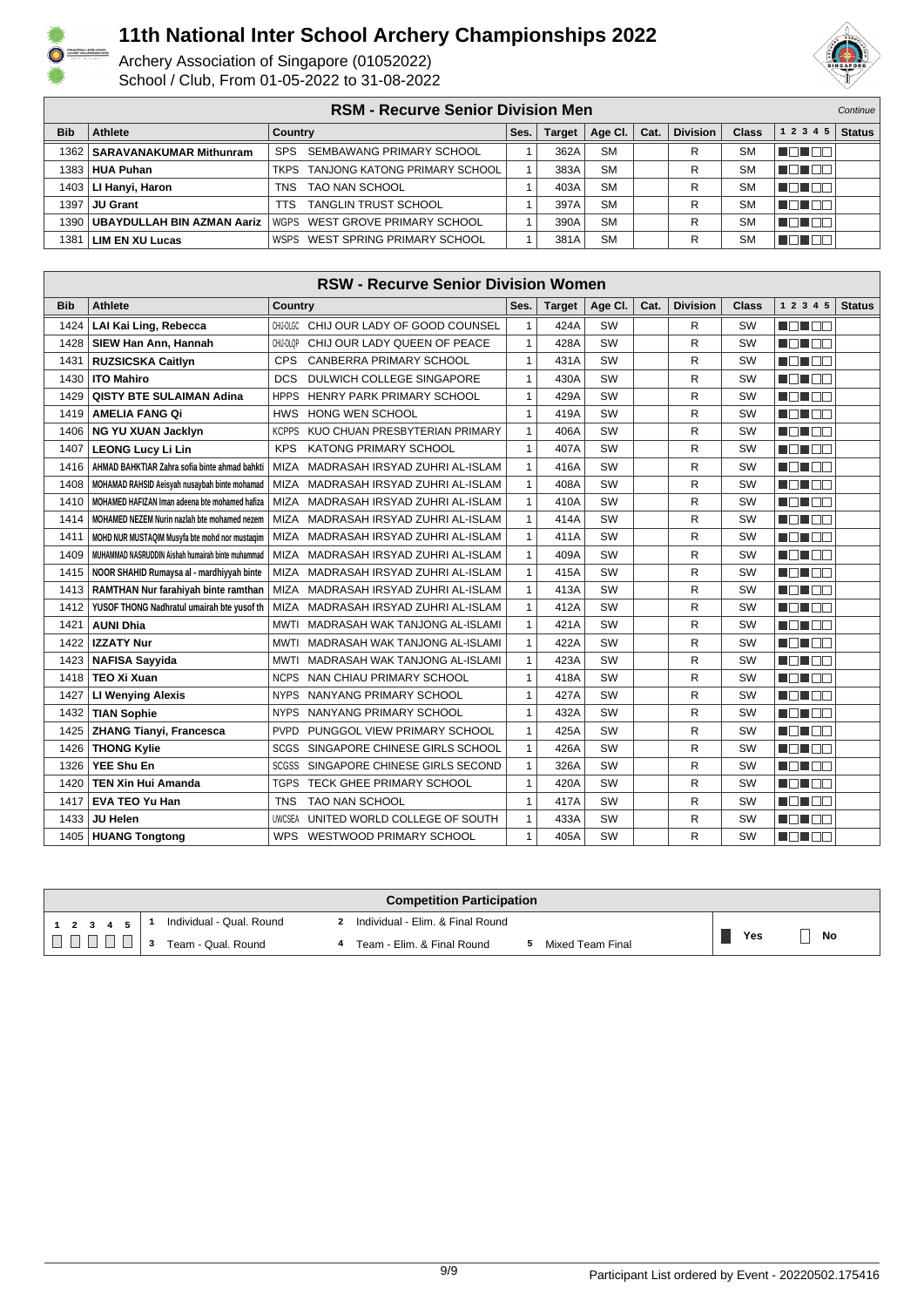# 11th National Inter School Archery Championships 2022

Archery Association of Singapore (01052022)
School / Club, From 01-05-2022 to 31-08-2022

## RSM - Recurve Senior Division Men

*Continue*

| Bib | Athlete | Country | | Ses. | Target | Age Cl. | Cat. | Division | Class | 1 2 3 4 5 | Status |
|---|---|---|---|---|---|---|---|---|---|---|---|
| 1362 | **SARAVANAKUMAR Mithunram** | SPS | SEMBAWANG PRIMARY SCHOOL | 1 | 362A | SM | | R | SM | ■□■□□ | |
| 1383 | **HUA Puhan** | TKPS | TANJONG KATONG PRIMARY SCHOOL | 1 | 383A | SM | | R | SM | ■□■□□ | |
| 1403 | **LI Hanyi, Haron** | TNS | TAO NAN SCHOOL | 1 | 403A | SM | | R | SM | ■□■□□ | |
| 1397 | **JU Grant** | TTS | TANGLIN TRUST SCHOOL | 1 | 397A | SM | | R | SM | ■□■□□ | |
| 1390 | **UBAYDULLAH BIN AZMAN Aariz** | WGPS | WEST GROVE PRIMARY SCHOOL | 1 | 390A | SM | | R | SM | ■□■□□ | |
| 1381 | **LIM EN XU Lucas** | WSPS | WEST SPRING PRIMARY SCHOOL | 1 | 381A | SM | | R | SM | ■□■□□ | |

## RSW - Recurve Senior Division Women

| Bib | Athlete | Country | | Ses. | Target | Age Cl. | Cat. | Division | Class | 1 2 3 4 5 | Status |
|---|---|---|---|---|---|---|---|---|---|---|---|
| 1424 | **LAI Kai Ling, Rebecca** | CHIJ-OLGC | CHIJ OUR LADY OF GOOD COUNSEL | 1 | 424A | SW | | R | SW | ■□■□□ | |
| 1428 | **SIEW Han Ann, Hannah** | CHIJ-OLQP | CHIJ OUR LADY QUEEN OF PEACE | 1 | 428A | SW | | R | SW | ■□■□□ | |
| 1431 | **RUZSICSKA Caitlyn** | CPS | CANBERRA PRIMARY SCHOOL | 1 | 431A | SW | | R | SW | ■□■□□ | |
| 1430 | **ITO Mahiro** | DCS | DULWICH COLLEGE SINGAPORE | 1 | 430A | SW | | R | SW | ■□■□□ | |
| 1429 | **QISTY BTE SULAIMAN Adina** | HPPS | HENRY PARK PRIMARY SCHOOL | 1 | 429A | SW | | R | SW | ■□■□□ | |
| 1419 | **AMELIA FANG Qi** | HWS | HONG WEN SCHOOL | 1 | 419A | SW | | R | SW | ■□■□□ | |
| 1406 | **NG YU XUAN Jacklyn** | KCPPS | KUO CHUAN PRESBYTERIAN PRIMARY | 1 | 406A | SW | | R | SW | ■□■□□ | |
| 1407 | **LEONG Lucy Li Lin** | KPS | KATONG PRIMARY SCHOOL | 1 | 407A | SW | | R | SW | ■□■□□ | |
| 1416 | **AHMAD BAHKTIAR Zahra sofia binte ahmad bahkti** | MIZA | MADRASAH IRSYAD ZUHRI AL-ISLAM | 1 | 416A | SW | | R | SW | ■□■□□ | |
| 1408 | **MOHAMAD RAHSID Aeisyah nusaybah binte mohamad** | MIZA | MADRASAH IRSYAD ZUHRI AL-ISLAM | 1 | 408A | SW | | R | SW | ■□■□□ | |
| 1410 | **MOHAMED HAFIZAN Iman adeena bte mohamed hafiza** | MIZA | MADRASAH IRSYAD ZUHRI AL-ISLAM | 1 | 410A | SW | | R | SW | ■□■□□ | |
| 1414 | **MOHAMED NEZEM Nurin nazlah bte mohamed nezem** | MIZA | MADRASAH IRSYAD ZUHRI AL-ISLAM | 1 | 414A | SW | | R | SW | ■□■□□ | |
| 1411 | **MOHD NUR MUSTAQIM Musyfa bte mohd nor mustaqim** | MIZA | MADRASAH IRSYAD ZUHRI AL-ISLAM | 1 | 411A | SW | | R | SW | ■□■□□ | |
| 1409 | **MUHAMMAD NASRUDDIN Aishah humairah binte muhammad** | MIZA | MADRASAH IRSYAD ZUHRI AL-ISLAM | 1 | 409A | SW | | R | SW | ■□■□□ | |
| 1415 | **NOOR SHAHID Rumaysa al - mardhiyyah binte** | MIZA | MADRASAH IRSYAD ZUHRI AL-ISLAM | 1 | 415A | SW | | R | SW | ■□■□□ | |
| 1413 | **RAMTHAN Nur farahiyah binte ramthan** | MIZA | MADRASAH IRSYAD ZUHRI AL-ISLAM | 1 | 413A | SW | | R | SW | ■□■□□ | |
| 1412 | **YUSOF THONG Nadhratul umairah bte yusof th** | MIZA | MADRASAH IRSYAD ZUHRI AL-ISLAM | 1 | 412A | SW | | R | SW | ■□■□□ | |
| 1421 | **AUNI Dhia** | MWTI | MADRASAH WAK TANJONG AL-ISLAMI | 1 | 421A | SW | | R | SW | ■□■□□ | |
| 1422 | **IZZATY Nur** | MWTI | MADRASAH WAK TANJONG AL-ISLAMI | 1 | 422A | SW | | R | SW | ■□■□□ | |
| 1423 | **NAFISA Sayyida** | MWTI | MADRASAH WAK TANJONG AL-ISLAMI | 1 | 423A | SW | | R | SW | ■□■□□ | |
| 1418 | **TEO Xi Xuan** | NCPS | NAN CHIAU PRIMARY SCHOOL | 1 | 418A | SW | | R | SW | ■□■□□ | |
| 1427 | **LI Wenying Alexis** | NYPS | NANYANG PRIMARY SCHOOL | 1 | 427A | SW | | R | SW | ■□■□□ | |
| 1432 | **TIAN Sophie** | NYPS | NANYANG PRIMARY SCHOOL | 1 | 432A | SW | | R | SW | ■□■□□ | |
| 1425 | **ZHANG Tianyi, Francesca** | PVPD | PUNGGOL VIEW PRIMARY SCHOOL | 1 | 425A | SW | | R | SW | ■□■□□ | |
| 1426 | **THONG Kylie** | SCGS | SINGAPORE CHINESE GIRLS SCHOOL | 1 | 426A | SW | | R | SW | ■□■□□ | |
| 1326 | **YEE Shu En** | SCGSS | SINGAPORE CHINESE GIRLS SECOND | 1 | 326A | SW | | R | SW | ■□■□□ | |
| 1420 | **TEN Xin Hui Amanda** | TGPS | TECK GHEE PRIMARY SCHOOL | 1 | 420A | SW | | R | SW | ■□■□□ | |
| 1417 | **EVA TEO Yu Han** | TNS | TAO NAN SCHOOL | 1 | 417A | SW | | R | SW | ■□■□□ | |
| 1433 | **JU Helen** | UWCSEA | UNITED WORLD COLLEGE OF SOUTH | 1 | 433A | SW | | R | SW | ■□■□□ | |
| 1405 | **HUANG Tongtong** | WPS | WESTWOOD PRIMARY SCHOOL | 1 | 405A | SW | | R | SW | ■□■□□ | |

## Competition Participation

| 1 2 3 4 5 | | | | |
|---|---|---|---|---|
| □□□□□ | 1 Individual - Qual. Round | 2 Individual - Elim. & Final Round | | ■ Yes  □ No |
| | 3 Team - Qual. Round | 4 Team - Elim. & Final Round | 5 Mixed Team Final | |

Participant List ordered by Event - 20220502.175416